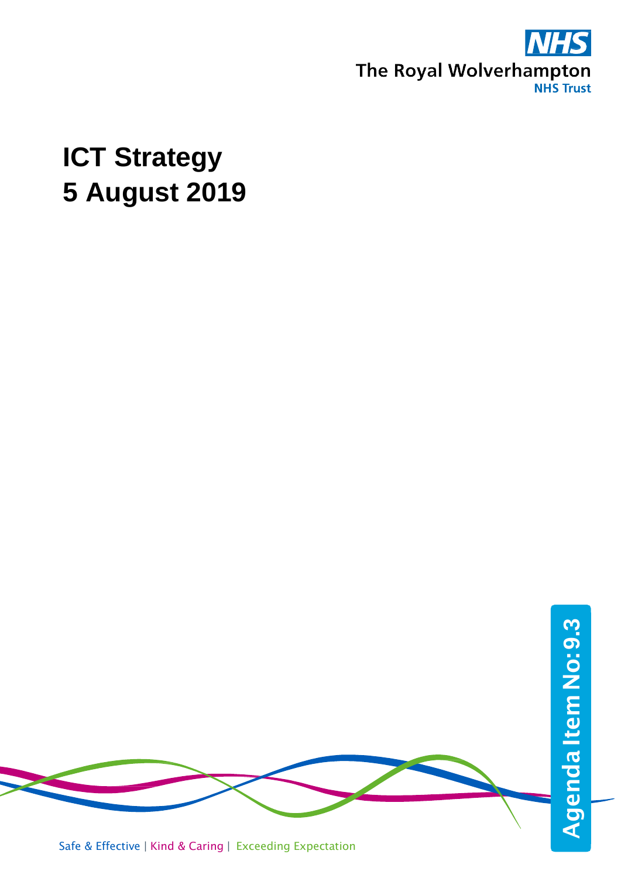The Royal Wolverhampton
NHS Trust

# ICT Strategy
# 5 August 2019

Agenda Item No: 9.3

Safe & Effective | Kind & Caring | Exceeding Expectation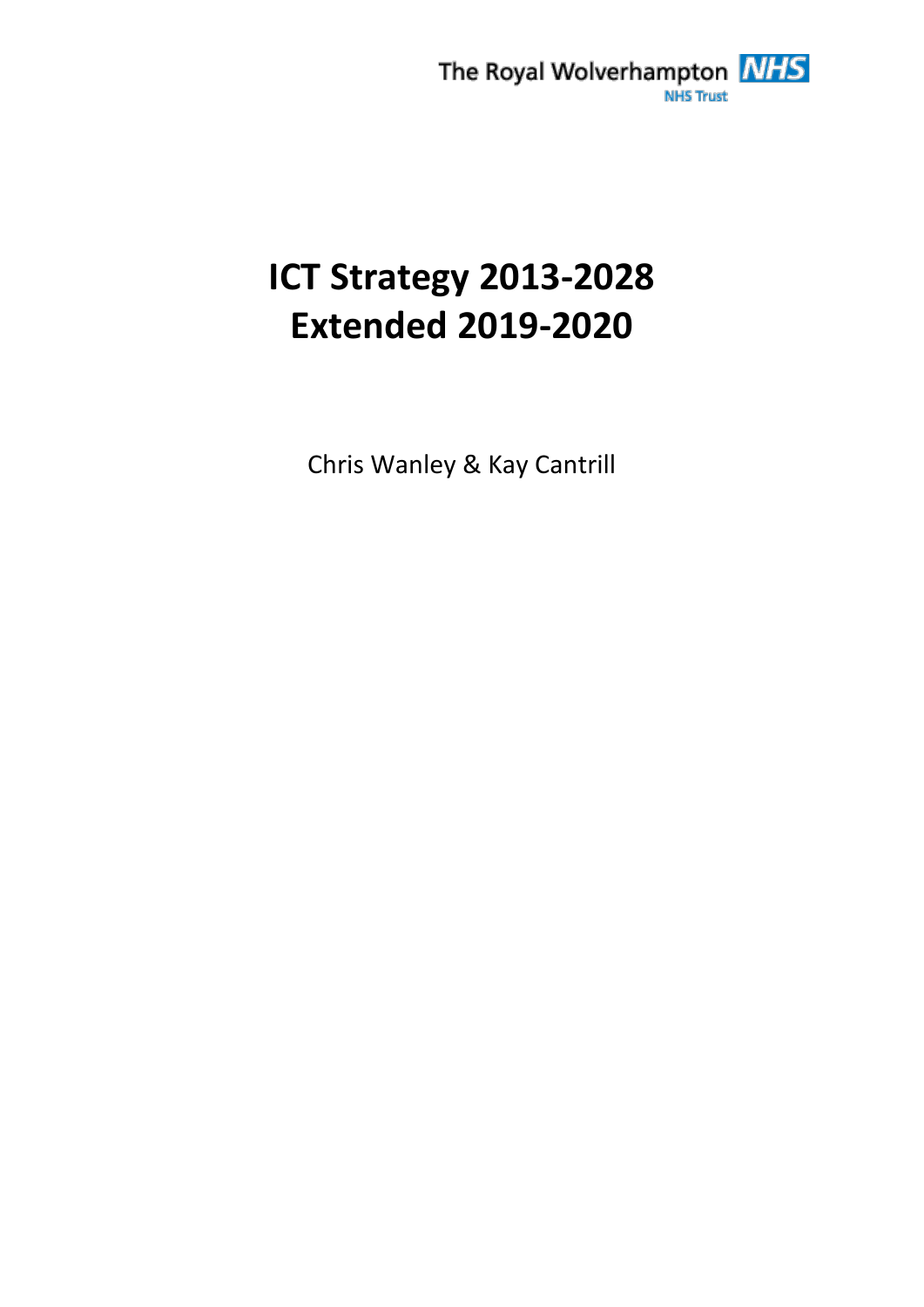The Royal Wolverhampton NHS Trust

# ICT Strategy 2013-2028
# Extended 2019-2020

Chris Wanley & Kay Cantrill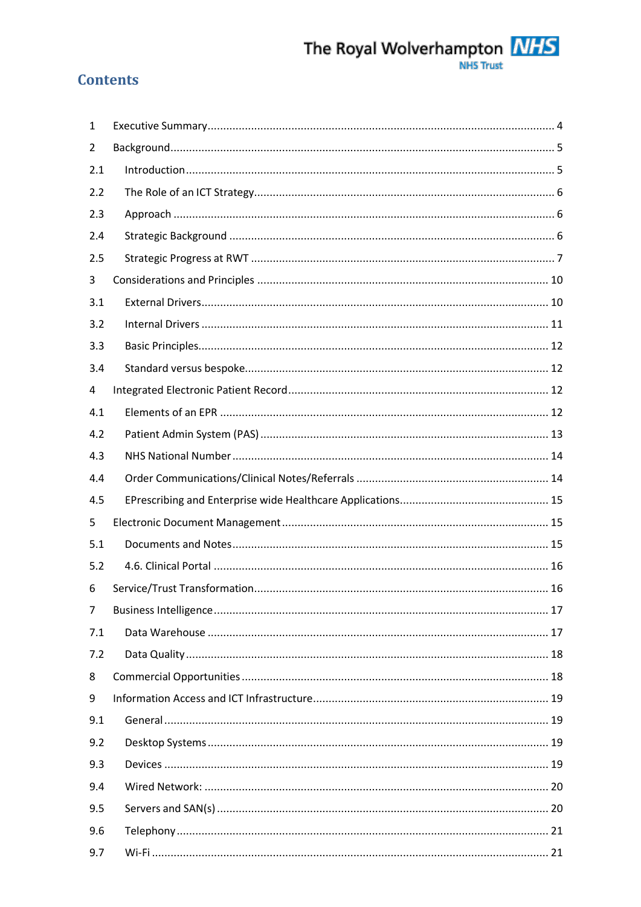# Contents

| | | |
|---|---|---|
| 1 | Executive Summary | 4 |
| 2 | Background | 5 |
| 2.1 | Introduction | 5 |
| 2.2 | The Role of an ICT Strategy | 6 |
| 2.3 | Approach | 6 |
| 2.4 | Strategic Background | 6 |
| 2.5 | Strategic Progress at RWT | 7 |
| 3 | Considerations and Principles | 10 |
| 3.1 | External Drivers | 10 |
| 3.2 | Internal Drivers | 11 |
| 3.3 | Basic Principles | 12 |
| 3.4 | Standard versus bespoke | 12 |
| 4 | Integrated Electronic Patient Record | 12 |
| 4.1 | Elements of an EPR | 12 |
| 4.2 | Patient Admin System (PAS) | 13 |
| 4.3 | NHS National Number | 14 |
| 4.4 | Order Communications/Clinical Notes/Referrals | 14 |
| 4.5 | EPrescribing and Enterprise wide Healthcare Applications | 15 |
| 5 | Electronic Document Management | 15 |
| 5.1 | Documents and Notes | 15 |
| 5.2 | 4.6. Clinical Portal | 16 |
| 6 | Service/Trust Transformation | 16 |
| 7 | Business Intelligence | 17 |
| 7.1 | Data Warehouse | 17 |
| 7.2 | Data Quality | 18 |
| 8 | Commercial Opportunities | 18 |
| 9 | Information Access and ICT Infrastructure | 19 |
| 9.1 | General | 19 |
| 9.2 | Desktop Systems | 19 |
| 9.3 | Devices | 19 |
| 9.4 | Wired Network: | 20 |
| 9.5 | Servers and SAN(s) | 20 |
| 9.6 | Telephony | 21 |
| 9.7 | Wi-Fi | 21 |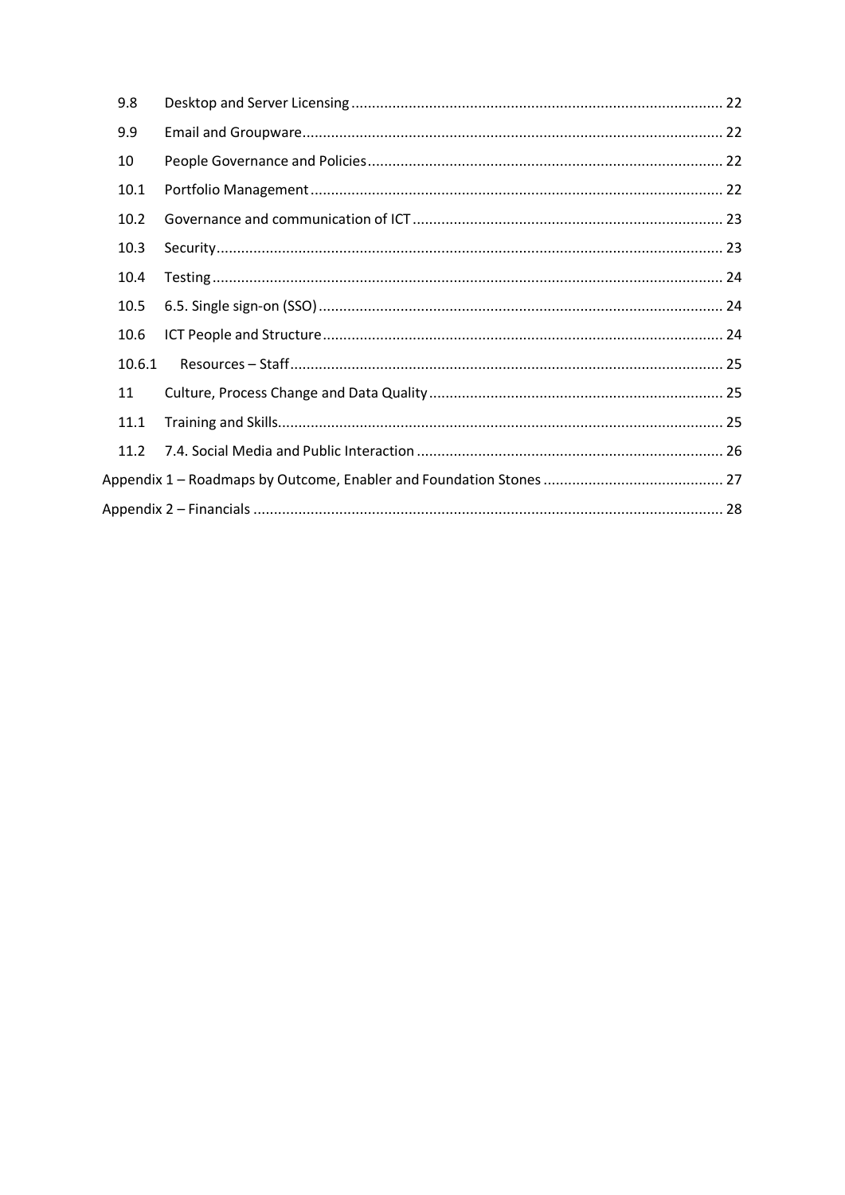| | | |
|---|---|---|
| 9.8 | Desktop and Server Licensing | 22 |
| 9.9 | Email and Groupware | 22 |
| 10 | People Governance and Policies | 22 |
| 10.1 | Portfolio Management | 22 |
| 10.2 | Governance and communication of ICT | 23 |
| 10.3 | Security | 23 |
| 10.4 | Testing | 24 |
| 10.5 | 6.5. Single sign-on (SSO) | 24 |
| 10.6 | ICT People and Structure | 24 |
| 10.6.1 | Resources – Staff | 25 |
| 11 | Culture, Process Change and Data Quality | 25 |
| 11.1 | Training and Skills | 25 |
| 11.2 | 7.4. Social Media and Public Interaction | 26 |
| Appendix 1 – Roadmaps by Outcome, Enabler and Foundation Stones | | 27 |
| Appendix 2 – Financials | | 28 |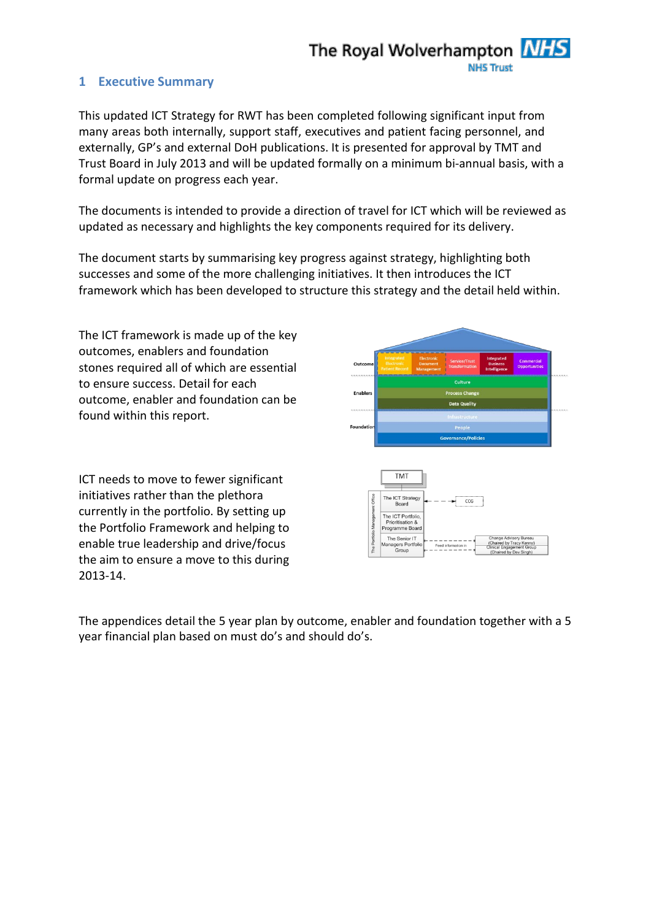# 1 Executive Summary

This updated ICT Strategy for RWT has been completed following significant input from many areas both internally, support staff, executives and patient facing personnel, and externally, GP's and external DoH publications. It is presented for approval by TMT and Trust Board in July 2013 and will be updated formally on a minimum bi-annual basis, with a formal update on progress each year.

The documents is intended to provide a direction of travel for ICT which will be reviewed as updated as necessary and highlights the key components required for its delivery.

The document starts by summarising key progress against strategy, highlighting both successes and some of the more challenging initiatives. It then introduces the ICT framework which has been developed to structure this strategy and the detail held within.

The ICT framework is made up of the key outcomes, enablers and foundation stones required all of which are essential to ensure success. Detail for each outcome, enabler and foundation can be found within this report.

Outcome
Integrated Electronic Patient Record
Electronic Document Management
Service/Trust Transformation
Integrated Business Intelligence
Commercial Opportunities
Enablers
Culture
Process Change
Data Quality
Foundation
Infrastructure
People
Governance/Policies

ICT needs to move to fewer significant initiatives rather than the plethora currently in the portfolio. By setting up the Portfolio Framework and helping to enable true leadership and drive/focus the aim to ensure a move to this during 2013-14.

TMT
The Portfolio Management Office
The ICT Strategy Board
CCG
The ICT Portfolio, Prioritisation & Programme Board
The Senior IT Managers Portfolio Group
Feed information in
Change Advisory Bureau (Chaired by Tracy Kenny)
Clinical Engagement Group (Chaired by Dev Singh)

The appendices detail the 5 year plan by outcome, enabler and foundation together with a 5 year financial plan based on must do's and should do's.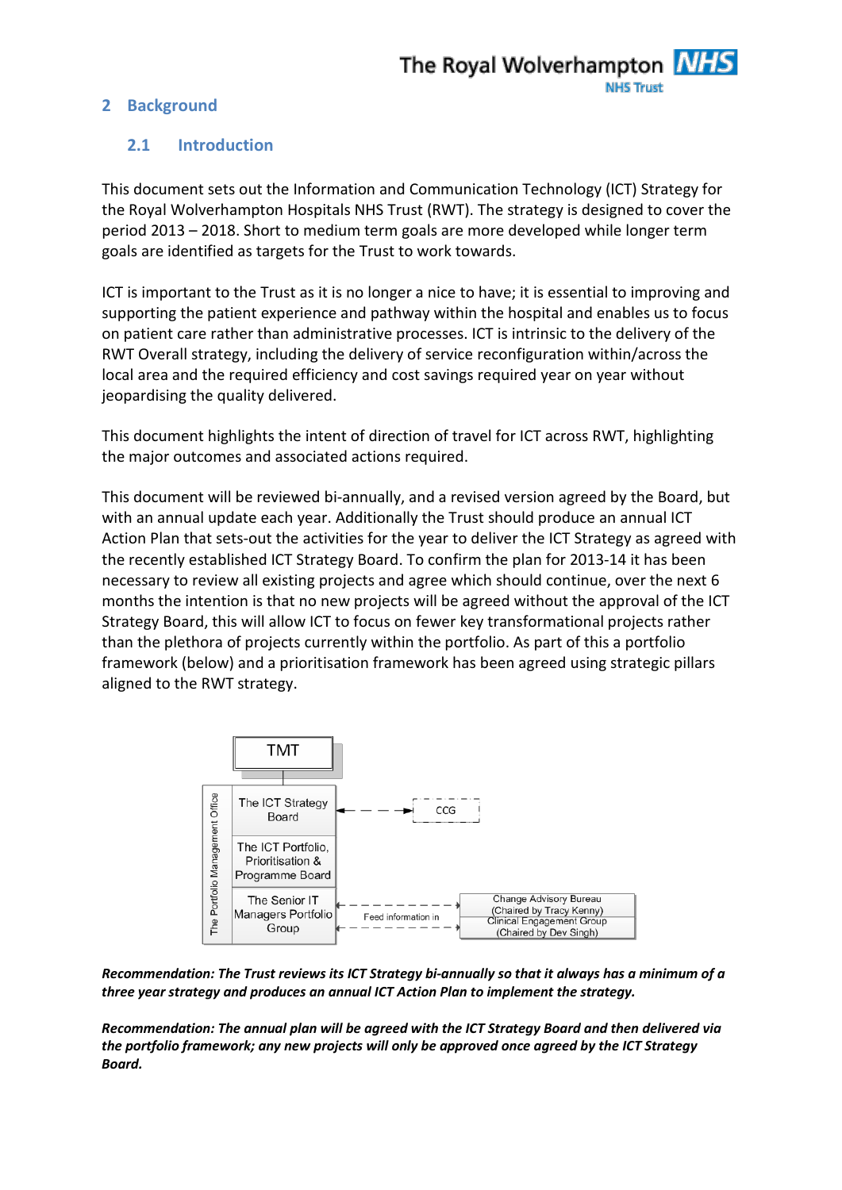# 2 Background

## 2.1 Introduction

This document sets out the Information and Communication Technology (ICT) Strategy for the Royal Wolverhampton Hospitals NHS Trust (RWT). The strategy is designed to cover the period 2013 – 2018. Short to medium term goals are more developed while longer term goals are identified as targets for the Trust to work towards.

ICT is important to the Trust as it is no longer a nice to have; it is essential to improving and supporting the patient experience and pathway within the hospital and enables us to focus on patient care rather than administrative processes. ICT is intrinsic to the delivery of the RWT Overall strategy, including the delivery of service reconfiguration within/across the local area and the required efficiency and cost savings required year on year without jeopardising the quality delivered.

This document highlights the intent of direction of travel for ICT across RWT, highlighting the major outcomes and associated actions required.

This document will be reviewed bi-annually, and a revised version agreed by the Board, but with an annual update each year. Additionally the Trust should produce an annual ICT Action Plan that sets-out the activities for the year to deliver the ICT Strategy as agreed with the recently established ICT Strategy Board. To confirm the plan for 2013-14 it has been necessary to review all existing projects and agree which should continue, over the next 6 months the intention is that no new projects will be agreed without the approval of the ICT Strategy Board, this will allow ICT to focus on fewer key transformational projects rather than the plethora of projects currently within the portfolio. As part of this a portfolio framework (below) and a prioritisation framework has been agreed using strategic pillars aligned to the RWT strategy.

TMT

The Portfolio Management Office

The ICT Strategy Board

CCG

The ICT Portfolio, Prioritisation & Programme Board

The Senior IT Managers Portfolio Group

Feed information in

Change Advisory Bureau (Chaired by Tracy Kenny)

Clinical Engagement Group (Chaired by Dev Singh)

***Recommendation: The Trust reviews its ICT Strategy bi-annually so that it always has a minimum of a three year strategy and produces an annual ICT Action Plan to implement the strategy.***

***Recommendation: The annual plan will be agreed with the ICT Strategy Board and then delivered via the portfolio framework; any new projects will only be approved once agreed by the ICT Strategy Board.***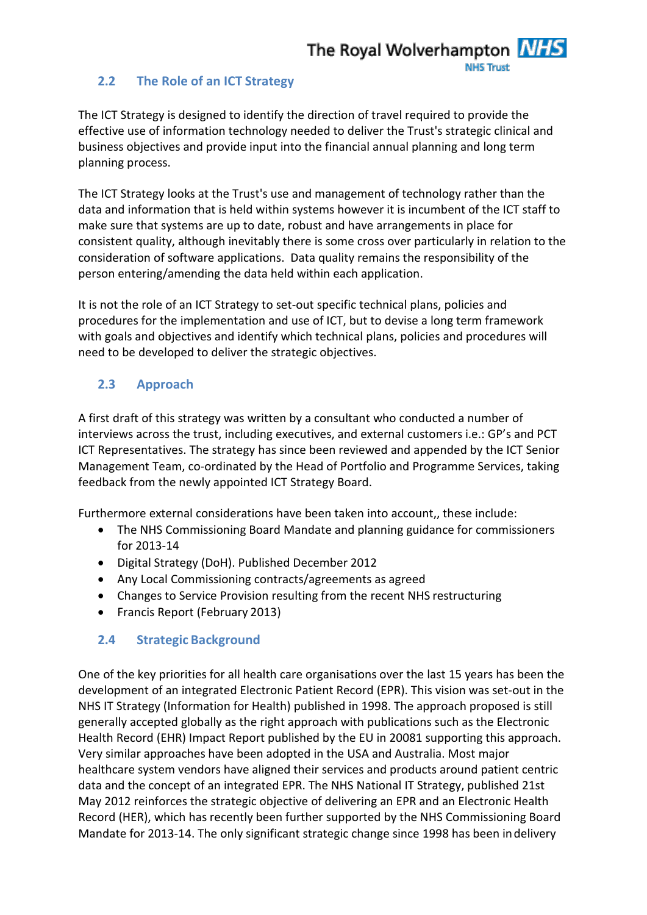## 2.2 The Role of an ICT Strategy

The ICT Strategy is designed to identify the direction of travel required to provide the effective use of information technology needed to deliver the Trust's strategic clinical and business objectives and provide input into the financial annual planning and long term planning process.

The ICT Strategy looks at the Trust's use and management of technology rather than the data and information that is held within systems however it is incumbent of the ICT staff to make sure that systems are up to date, robust and have arrangements in place for consistent quality, although inevitably there is some cross over particularly in relation to the consideration of software applications. Data quality remains the responsibility of the person entering/amending the data held within each application.

It is not the role of an ICT Strategy to set-out specific technical plans, policies and procedures for the implementation and use of ICT, but to devise a long term framework with goals and objectives and identify which technical plans, policies and procedures will need to be developed to deliver the strategic objectives.

## 2.3 Approach

A first draft of this strategy was written by a consultant who conducted a number of interviews across the trust, including executives, and external customers i.e.: GP's and PCT ICT Representatives. The strategy has since been reviewed and appended by the ICT Senior Management Team, co-ordinated by the Head of Portfolio and Programme Services, taking feedback from the newly appointed ICT Strategy Board.

Furthermore external considerations have been taken into account,, these include:

- The NHS Commissioning Board Mandate and planning guidance for commissioners for 2013-14
- Digital Strategy (DoH). Published December 2012
- Any Local Commissioning contracts/agreements as agreed
- Changes to Service Provision resulting from the recent NHS restructuring
- Francis Report (February 2013)

## 2.4 Strategic Background

One of the key priorities for all health care organisations over the last 15 years has been the development of an integrated Electronic Patient Record (EPR). This vision was set-out in the NHS IT Strategy (Information for Health) published in 1998. The approach proposed is still generally accepted globally as the right approach with publications such as the Electronic Health Record (EHR) Impact Report published by the EU in 20081 supporting this approach. Very similar approaches have been adopted in the USA and Australia. Most major healthcare system vendors have aligned their services and products around patient centric data and the concept of an integrated EPR. The NHS National IT Strategy, published 21st May 2012 reinforces the strategic objective of delivering an EPR and an Electronic Health Record (HER), which has recently been further supported by the NHS Commissioning Board Mandate for 2013-14. The only significant strategic change since 1998 has been in delivery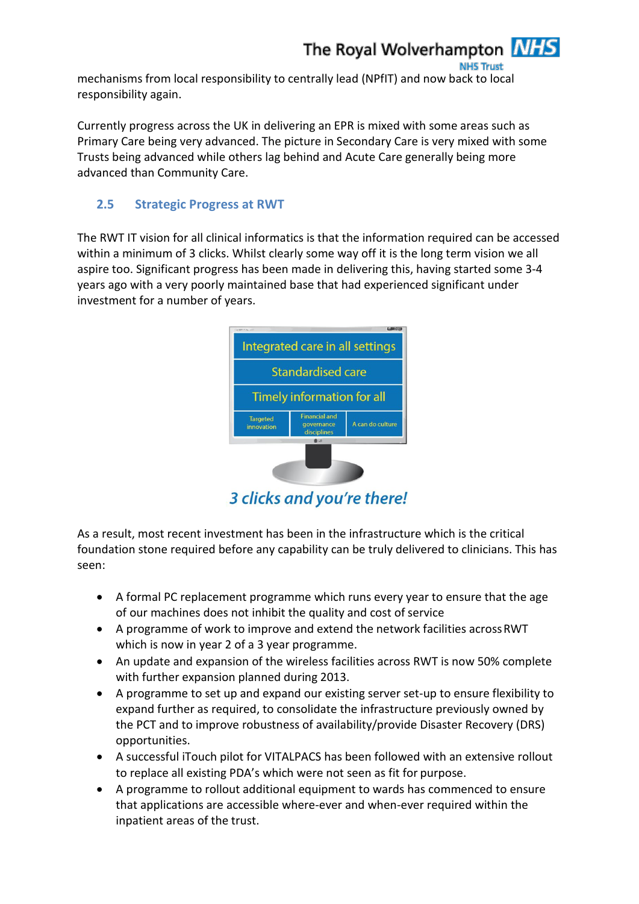mechanisms from local responsibility to centrally lead (NPfIT) and now back to local responsibility again.

Currently progress across the UK in delivering an EPR is mixed with some areas such as Primary Care being very advanced. The picture in Secondary Care is very mixed with some Trusts being advanced while others lag behind and Acute Care generally being more advanced than Community Care.

### 2.5 Strategic Progress at RWT

The RWT IT vision for all clinical informatics is that the information required can be accessed within a minimum of 3 clicks. Whilst clearly some way off it is the long term vision we all aspire too. Significant progress has been made in delivering this, having started some 3-4 years ago with a very poorly maintained base that had experienced significant under investment for a number of years.

Integrated care in all settings

Standardised care

Timely information for all

Targeted innovation

Financial and governance disciplines

A can do culture

*3 clicks and you're there!*

As a result, most recent investment has been in the infrastructure which is the critical foundation stone required before any capability can be truly delivered to clinicians. This has seen:

- A formal PC replacement programme which runs every year to ensure that the age of our machines does not inhibit the quality and cost of service
- A programme of work to improve and extend the network facilities across RWT which is now in year 2 of a 3 year programme.
- An update and expansion of the wireless facilities across RWT is now 50% complete with further expansion planned during 2013.
- A programme to set up and expand our existing server set-up to ensure flexibility to expand further as required, to consolidate the infrastructure previously owned by the PCT and to improve robustness of availability/provide Disaster Recovery (DRS) opportunities.
- A successful iTouch pilot for VITALPACS has been followed with an extensive rollout to replace all existing PDA's which were not seen as fit for purpose.
- A programme to rollout additional equipment to wards has commenced to ensure that applications are accessible where-ever and when-ever required within the inpatient areas of the trust.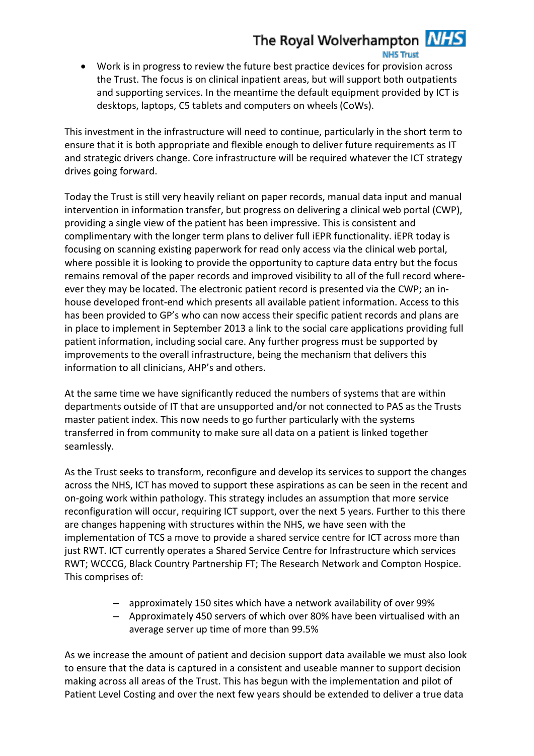- Work is in progress to review the future best practice devices for provision across the Trust. The focus is on clinical inpatient areas, but will support both outpatients and supporting services. In the meantime the default equipment provided by ICT is desktops, laptops, C5 tablets and computers on wheels (CoWs).

This investment in the infrastructure will need to continue, particularly in the short term to ensure that it is both appropriate and flexible enough to deliver future requirements as IT and strategic drivers change. Core infrastructure will be required whatever the ICT strategy drives going forward.

Today the Trust is still very heavily reliant on paper records, manual data input and manual intervention in information transfer, but progress on delivering a clinical web portal (CWP), providing a single view of the patient has been impressive. This is consistent and complimentary with the longer term plans to deliver full iEPR functionality. iEPR today is focusing on scanning existing paperwork for read only access via the clinical web portal, where possible it is looking to provide the opportunity to capture data entry but the focus remains removal of the paper records and improved visibility to all of the full record where-ever they may be located. The electronic patient record is presented via the CWP; an in-house developed front-end which presents all available patient information. Access to this has been provided to GP's who can now access their specific patient records and plans are in place to implement in September 2013 a link to the social care applications providing full patient information, including social care. Any further progress must be supported by improvements to the overall infrastructure, being the mechanism that delivers this information to all clinicians, AHP's and others.

At the same time we have significantly reduced the numbers of systems that are within departments outside of IT that are unsupported and/or not connected to PAS as the Trusts master patient index. This now needs to go further particularly with the systems transferred in from community to make sure all data on a patient is linked together seamlessly.

As the Trust seeks to transform, reconfigure and develop its services to support the changes across the NHS, ICT has moved to support these aspirations as can be seen in the recent and on-going work within pathology. This strategy includes an assumption that more service reconfiguration will occur, requiring ICT support, over the next 5 years. Further to this there are changes happening with structures within the NHS, we have seen with the implementation of TCS a move to provide a shared service centre for ICT across more than just RWT. ICT currently operates a Shared Service Centre for Infrastructure which services RWT; WCCCG, Black Country Partnership FT; The Research Network and Compton Hospice. This comprises of:

- approximately 150 sites which have a network availability of over 99%
- Approximately 450 servers of which over 80% have been virtualised with an average server up time of more than 99.5%

As we increase the amount of patient and decision support data available we must also look to ensure that the data is captured in a consistent and useable manner to support decision making across all areas of the Trust. This has begun with the implementation and pilot of Patient Level Costing and over the next few years should be extended to deliver a true data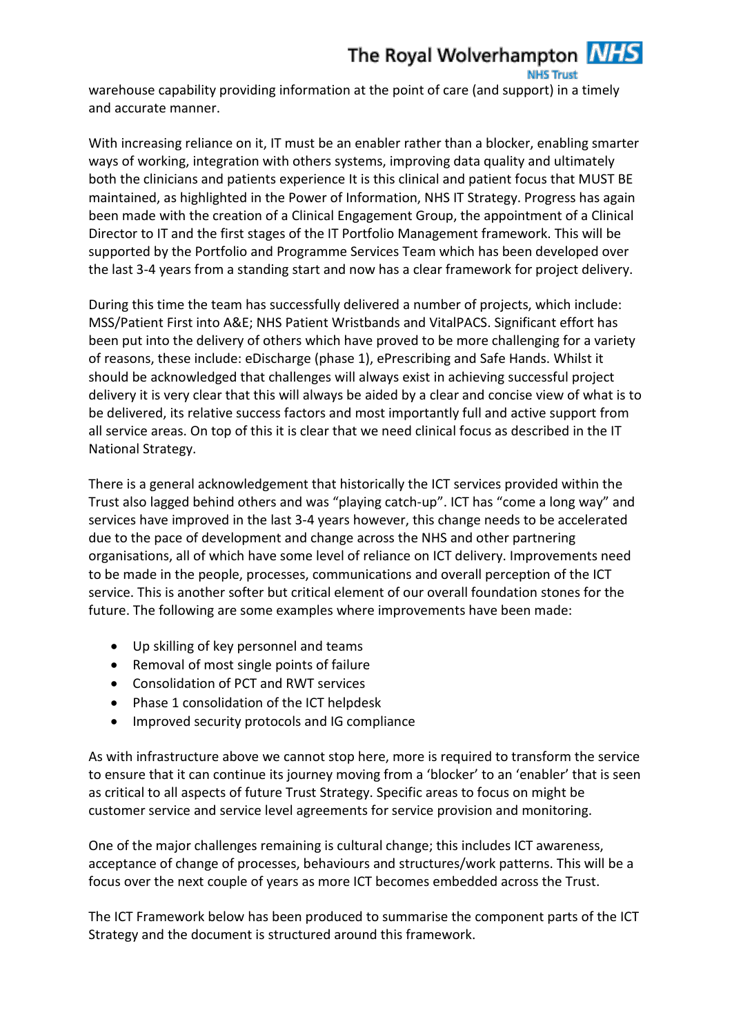warehouse capability providing information at the point of care (and support) in a timely and accurate manner.

With increasing reliance on it, IT must be an enabler rather than a blocker, enabling smarter ways of working, integration with others systems, improving data quality and ultimately both the clinicians and patients experience It is this clinical and patient focus that MUST BE maintained, as highlighted in the Power of Information, NHS IT Strategy. Progress has again been made with the creation of a Clinical Engagement Group, the appointment of a Clinical Director to IT and the first stages of the IT Portfolio Management framework. This will be supported by the Portfolio and Programme Services Team which has been developed over the last 3-4 years from a standing start and now has a clear framework for project delivery.

During this time the team has successfully delivered a number of projects, which include: MSS/Patient First into A&E; NHS Patient Wristbands and VitalPACS. Significant effort has been put into the delivery of others which have proved to be more challenging for a variety of reasons, these include: eDischarge (phase 1), ePrescribing and Safe Hands. Whilst it should be acknowledged that challenges will always exist in achieving successful project delivery it is very clear that this will always be aided by a clear and concise view of what is to be delivered, its relative success factors and most importantly full and active support from all service areas. On top of this it is clear that we need clinical focus as described in the IT National Strategy.

There is a general acknowledgement that historically the ICT services provided within the Trust also lagged behind others and was "playing catch-up". ICT has "come a long way" and services have improved in the last 3-4 years however, this change needs to be accelerated due to the pace of development and change across the NHS and other partnering organisations, all of which have some level of reliance on ICT delivery. Improvements need to be made in the people, processes, communications and overall perception of the ICT service. This is another softer but critical element of our overall foundation stones for the future. The following are some examples where improvements have been made:

- Up skilling of key personnel and teams
- Removal of most single points of failure
- Consolidation of PCT and RWT services
- Phase 1 consolidation of the ICT helpdesk
- Improved security protocols and IG compliance

As with infrastructure above we cannot stop here, more is required to transform the service to ensure that it can continue its journey moving from a 'blocker' to an 'enabler' that is seen as critical to all aspects of future Trust Strategy. Specific areas to focus on might be customer service and service level agreements for service provision and monitoring.

One of the major challenges remaining is cultural change; this includes ICT awareness, acceptance of change of processes, behaviours and structures/work patterns. This will be a focus over the next couple of years as more ICT becomes embedded across the Trust.

The ICT Framework below has been produced to summarise the component parts of the ICT Strategy and the document is structured around this framework.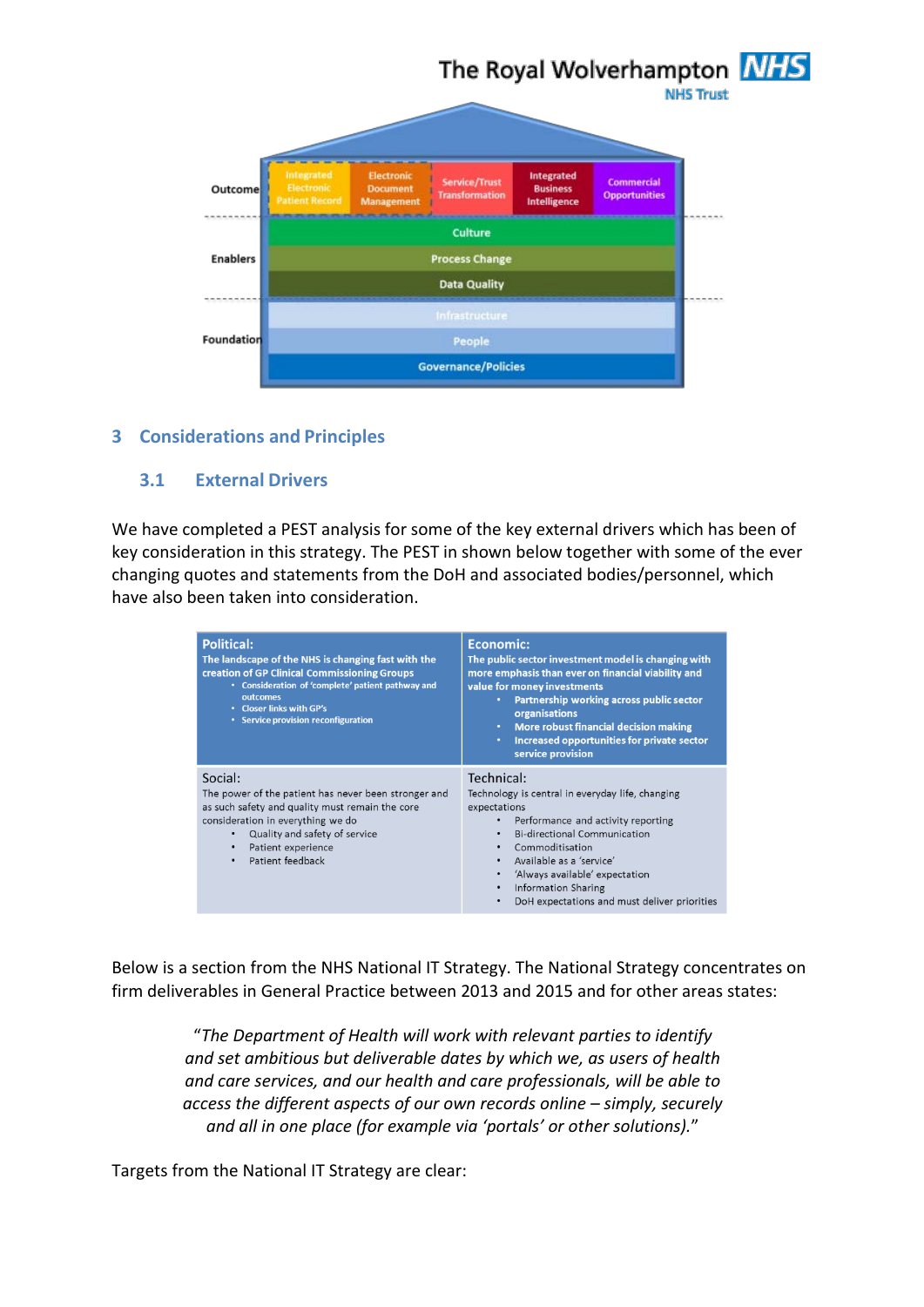Outcome

Integrated Electronic Patient Record

Electronic Document Management

Service/Trust Transformation

Integrated Business Intelligence

Commercial Opportunities

Enablers

Culture

Process Change

Data Quality

Foundation

Infrastructure

People

Governance/Policies

## 3 Considerations and Principles

### 3.1 External Drivers

We have completed a PEST analysis for some of the key external drivers which has been of key consideration in this strategy. The PEST in shown below together with some of the ever changing quotes and statements from the DoH and associated bodies/personnel, which have also been taken into consideration.

| | |
|---|---|
| **Political:**<br>**The landscape of the NHS is changing fast with the creation of GP Clinical Commissioning Groups**<br>• **Consideration of 'complete' patient pathway and outcomes**<br>• **Closer links with GP's**<br>• **Service provision reconfiguration** | **Economic:**<br>**The public sector investment model is changing with more emphasis than ever on financial viability and value for money investments**<br>• **Partnership working across public sector organisations**<br>• **More robust financial decision making**<br>• **Increased opportunities for private sector service provision** |
| Social:<br>The power of the patient has never been stronger and as such safety and quality must remain the core consideration in everything we do<br>• Quality and safety of service<br>• Patient experience<br>• Patient feedback | Technical:<br>Technology is central in everyday life, changing expectations<br>• Performance and activity reporting<br>• Bi-directional Communication<br>• Commoditisation<br>• Available as a 'service'<br>• 'Always available' expectation<br>• Information Sharing<br>• DoH expectations and must deliver priorities |

Below is a section from the NHS National IT Strategy. The National Strategy concentrates on firm deliverables in General Practice between 2013 and 2015 and for other areas states:

> *"The Department of Health will work with relevant parties to identify and set ambitious but deliverable dates by which we, as users of health and care services, and our health and care professionals, will be able to access the different aspects of our own records online – simply, securely and all in one place (for example via 'portals' or other solutions)."*

Targets from the National IT Strategy are clear: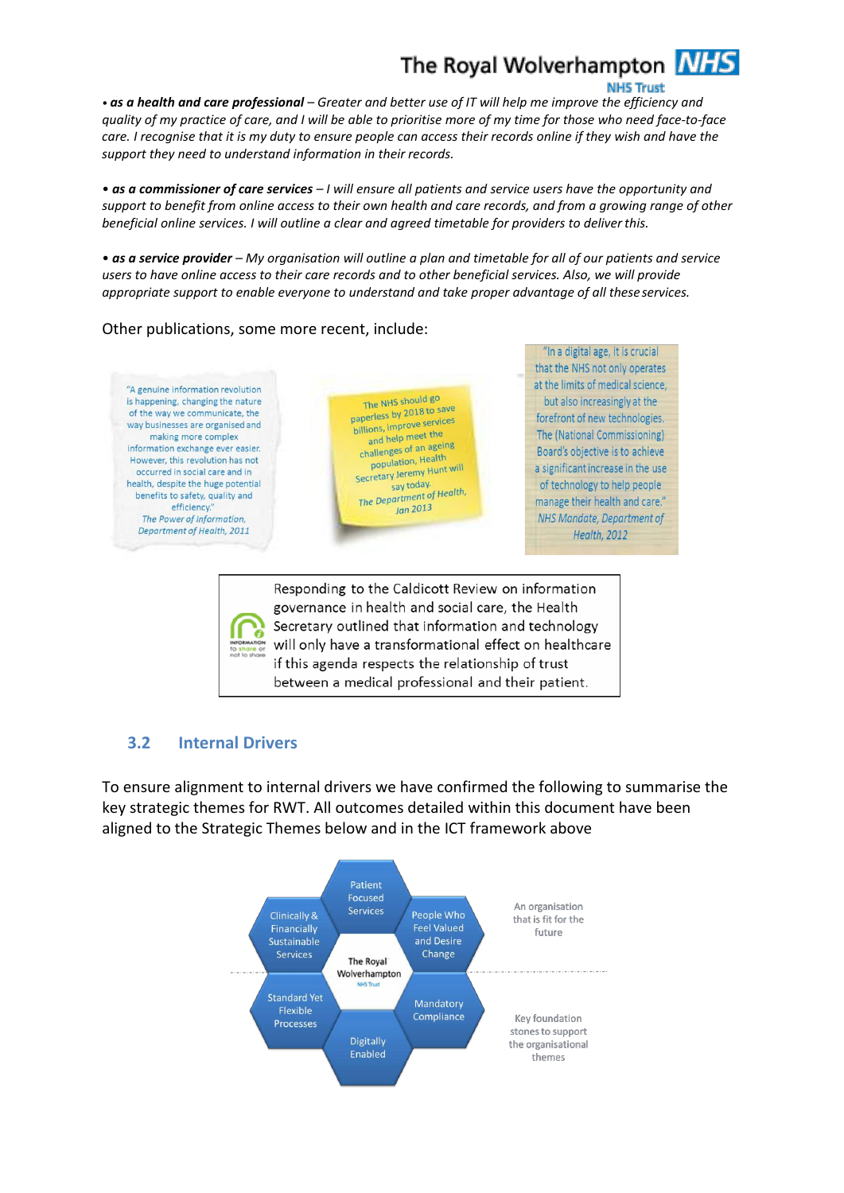• ***as a health and care professional*** *– Greater and better use of IT will help me improve the efficiency and quality of my practice of care, and I will be able to prioritise more of my time for those who need face-to-face care. I recognise that it is my duty to ensure people can access their records online if they wish and have the support they need to understand information in their records.*

• ***as a commissioner of care services*** *– I will ensure all patients and service users have the opportunity and support to benefit from online access to their own health and care records, and from a growing range of other beneficial online services. I will outline a clear and agreed timetable for providers to deliver this.*

• ***as a service provider*** *– My organisation will outline a plan and timetable for all of our patients and service users to have online access to their care records and to other beneficial services. Also, we will provide appropriate support to enable everyone to understand and take proper advantage of all these services.*

Other publications, some more recent, include:

"A genuine information revolution is happening, changing the nature of the way we communicate, the way businesses are organised and making more complex information exchange ever easier. However, this revolution has not occurred in social care and in health, despite the huge potential benefits to safety, quality and efficiency."
*The Power of Information, Department of Health, 2011*

The NHS should go paperless by 2018 to save billions, improve services and help meet the challenges of an ageing population, Health Secretary Jeremy Hunt will say today.
*The Department of Health, Jan 2013*

"In a digital age, it is crucial that the NHS not only operates at the limits of medical science, but also increasingly at the forefront of new technologies. The (National Commissioning) Board's objective is to achieve a significant increase in the use of technology to help people manage their health and care."
*NHS Mandate, Department of Health, 2012*

> Responding to the Caldicott Review on information governance in health and social care, the Health Secretary outlined that information and technology will only have a transformational effect on healthcare if this agenda respects the relationship of trust between a medical professional and their patient.

## 3.2 Internal Drivers

To ensure alignment to internal drivers we have confirmed the following to summarise the key strategic themes for RWT. All outcomes detailed within this document have been aligned to the Strategic Themes below and in the ICT framework above

The Royal Wolverhampton NHS Trust

An organisation that is fit for the future:
- Patient Focused Services
- Clinically & Financially Sustainable Services
- People Who Feel Valued and Desire Change

Key foundation stones to support the organisational themes:
- Standard Yet Flexible Processes
- Mandatory Compliance
- Digitally Enabled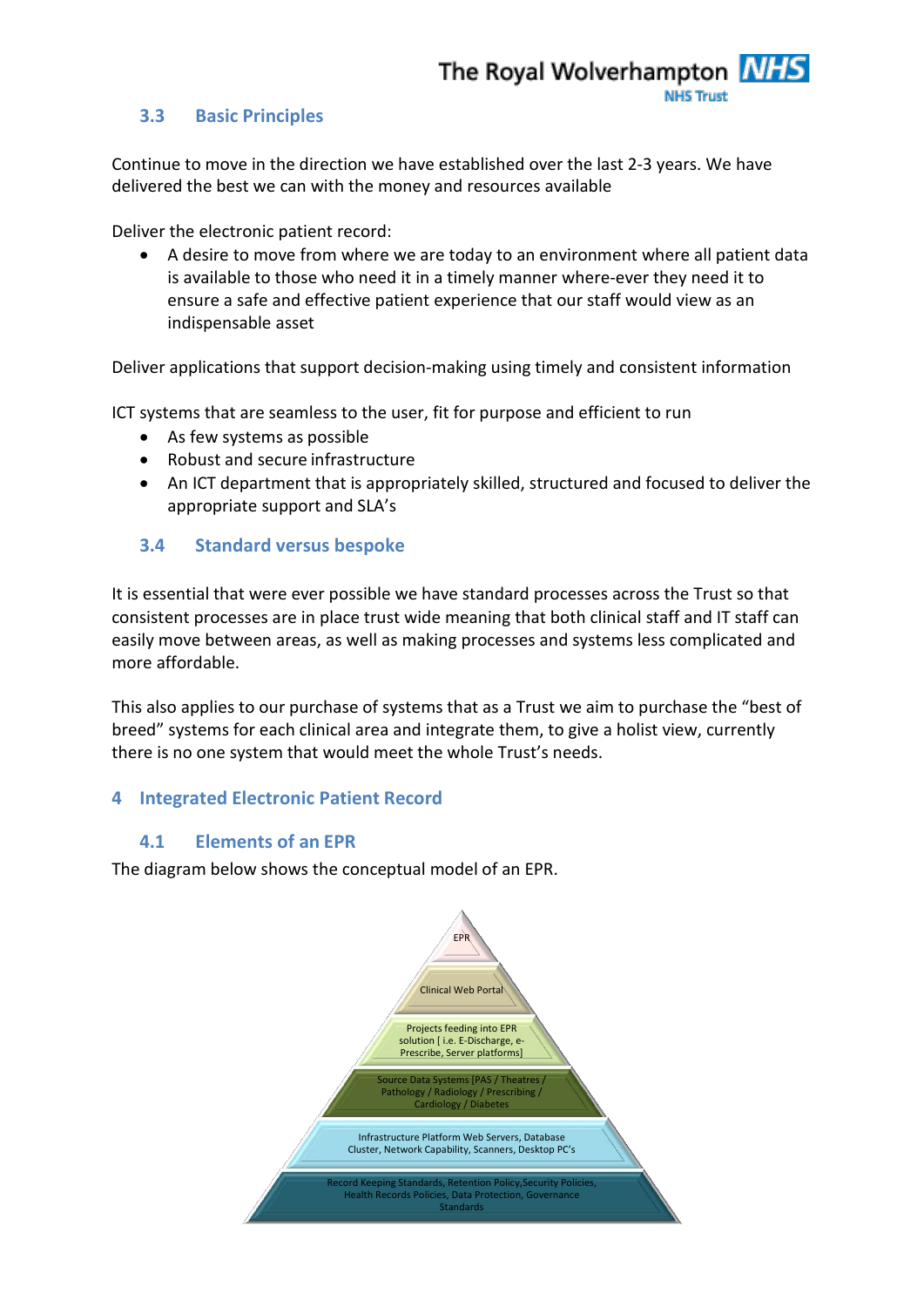### 3.3 Basic Principles

Continue to move in the direction we have established over the last 2-3 years. We have delivered the best we can with the money and resources available

Deliver the electronic patient record:

- A desire to move from where we are today to an environment where all patient data is available to those who need it in a timely manner where-ever they need it to ensure a safe and effective patient experience that our staff would view as an indispensable asset

Deliver applications that support decision-making using timely and consistent information

ICT systems that are seamless to the user, fit for purpose and efficient to run

- As few systems as possible
- Robust and secure infrastructure
- An ICT department that is appropriately skilled, structured and focused to deliver the appropriate support and SLA's

### 3.4 Standard versus bespoke

It is essential that were ever possible we have standard processes across the Trust so that consistent processes are in place trust wide meaning that both clinical staff and IT staff can easily move between areas, as well as making processes and systems less complicated and more affordable.

This also applies to our purchase of systems that as a Trust we aim to purchase the "best of breed" systems for each clinical area and integrate them, to give a holist view, currently there is no one system that would meet the whole Trust's needs.

## 4 Integrated Electronic Patient Record

### 4.1 Elements of an EPR

The diagram below shows the conceptual model of an EPR.

EPR

Clinical Web Portal

Projects feeding into EPR solution [ i.e. E-Discharge, e-Prescribe, Server platforms]

Source Data Systems [PAS / Theatres / Pathology / Radiology / Prescribing / Cardiology / Diabetes

Infrastructure Platform Web Servers, Database Cluster, Network Capability, Scanners, Desktop PC's

Record Keeping Standards, Retention Policy,Security Policies, Health Records Policies, Data Protection, Governance Standards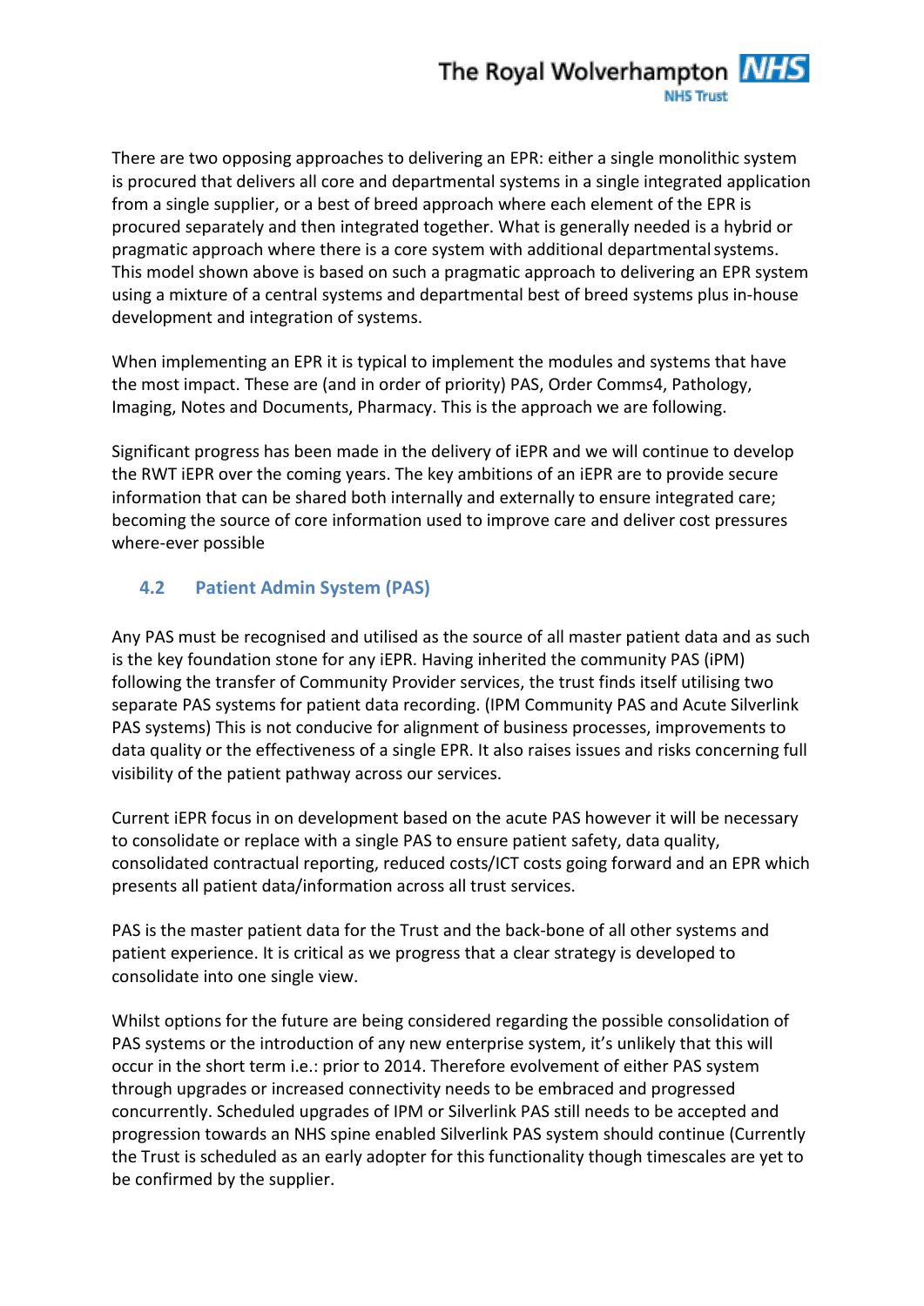There are two opposing approaches to delivering an EPR: either a single monolithic system is procured that delivers all core and departmental systems in a single integrated application from a single supplier, or a best of breed approach where each element of the EPR is procured separately and then integrated together. What is generally needed is a hybrid or pragmatic approach where there is a core system with additional departmental systems. This model shown above is based on such a pragmatic approach to delivering an EPR system using a mixture of a central systems and departmental best of breed systems plus in-house development and integration of systems.

When implementing an EPR it is typical to implement the modules and systems that have the most impact. These are (and in order of priority) PAS, Order Comms4, Pathology, Imaging, Notes and Documents, Pharmacy. This is the approach we are following.

Significant progress has been made in the delivery of iEPR and we will continue to develop the RWT iEPR over the coming years. The key ambitions of an iEPR are to provide secure information that can be shared both internally and externally to ensure integrated care; becoming the source of core information used to improve care and deliver cost pressures where-ever possible

## 4.2 Patient Admin System (PAS)

Any PAS must be recognised and utilised as the source of all master patient data and as such is the key foundation stone for any iEPR. Having inherited the community PAS (iPM) following the transfer of Community Provider services, the trust finds itself utilising two separate PAS systems for patient data recording. (IPM Community PAS and Acute Silverlink PAS systems) This is not conducive for alignment of business processes, improvements to data quality or the effectiveness of a single EPR. It also raises issues and risks concerning full visibility of the patient pathway across our services.

Current iEPR focus in on development based on the acute PAS however it will be necessary to consolidate or replace with a single PAS to ensure patient safety, data quality, consolidated contractual reporting, reduced costs/ICT costs going forward and an EPR which presents all patient data/information across all trust services.

PAS is the master patient data for the Trust and the back-bone of all other systems and patient experience. It is critical as we progress that a clear strategy is developed to consolidate into one single view.

Whilst options for the future are being considered regarding the possible consolidation of PAS systems or the introduction of any new enterprise system, it's unlikely that this will occur in the short term i.e.: prior to 2014. Therefore evolvement of either PAS system through upgrades or increased connectivity needs to be embraced and progressed concurrently. Scheduled upgrades of IPM or Silverlink PAS still needs to be accepted and progression towards an NHS spine enabled Silverlink PAS system should continue (Currently the Trust is scheduled as an early adopter for this functionality though timescales are yet to be confirmed by the supplier.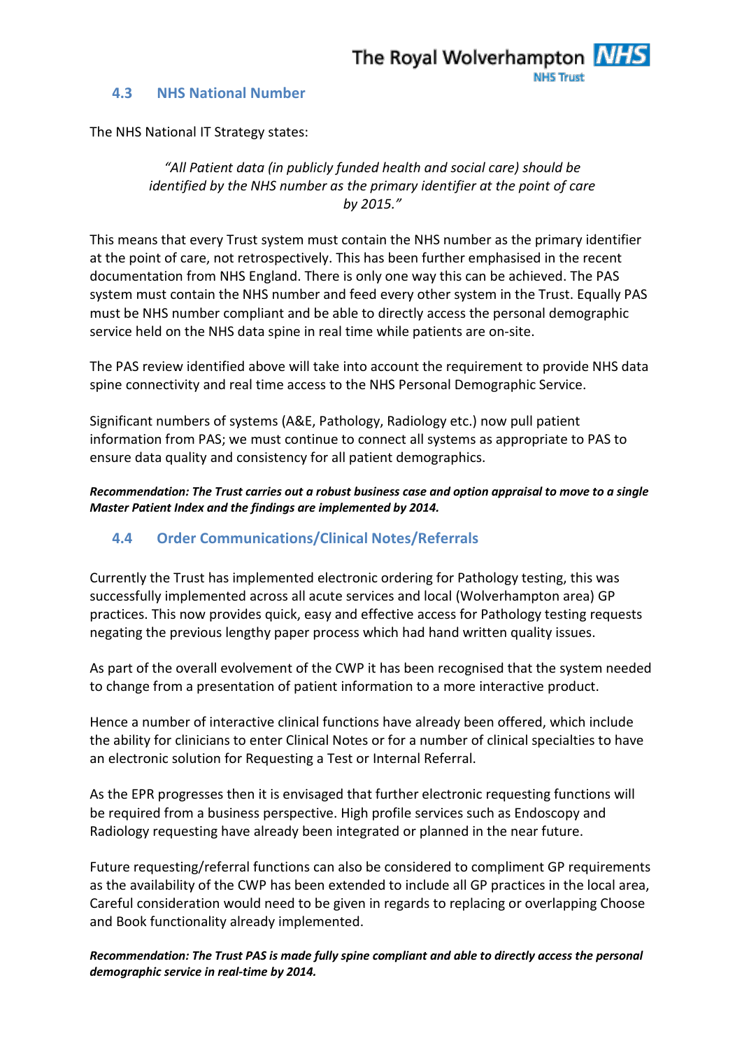### 4.3 NHS National Number

The NHS National IT Strategy states:

> *"All Patient data (in publicly funded health and social care) should be identified by the NHS number as the primary identifier at the point of care by 2015."*

This means that every Trust system must contain the NHS number as the primary identifier at the point of care, not retrospectively. This has been further emphasised in the recent documentation from NHS England. There is only one way this can be achieved. The PAS system must contain the NHS number and feed every other system in the Trust. Equally PAS must be NHS number compliant and be able to directly access the personal demographic service held on the NHS data spine in real time while patients are on-site.

The PAS review identified above will take into account the requirement to provide NHS data spine connectivity and real time access to the NHS Personal Demographic Service.

Significant numbers of systems (A&E, Pathology, Radiology etc.) now pull patient information from PAS; we must continue to connect all systems as appropriate to PAS to ensure data quality and consistency for all patient demographics.

***Recommendation: The Trust carries out a robust business case and option appraisal to move to a single Master Patient Index and the findings are implemented by 2014.***

### 4.4 Order Communications/Clinical Notes/Referrals

Currently the Trust has implemented electronic ordering for Pathology testing, this was successfully implemented across all acute services and local (Wolverhampton area) GP practices. This now provides quick, easy and effective access for Pathology testing requests negating the previous lengthy paper process which had hand written quality issues.

As part of the overall evolvement of the CWP it has been recognised that the system needed to change from a presentation of patient information to a more interactive product.

Hence a number of interactive clinical functions have already been offered, which include the ability for clinicians to enter Clinical Notes or for a number of clinical specialties to have an electronic solution for Requesting a Test or Internal Referral.

As the EPR progresses then it is envisaged that further electronic requesting functions will be required from a business perspective. High profile services such as Endoscopy and Radiology requesting have already been integrated or planned in the near future.

Future requesting/referral functions can also be considered to compliment GP requirements as the availability of the CWP has been extended to include all GP practices in the local area, Careful consideration would need to be given in regards to replacing or overlapping Choose and Book functionality already implemented.

***Recommendation: The Trust PAS is made fully spine compliant and able to directly access the personal demographic service in real-time by 2014.***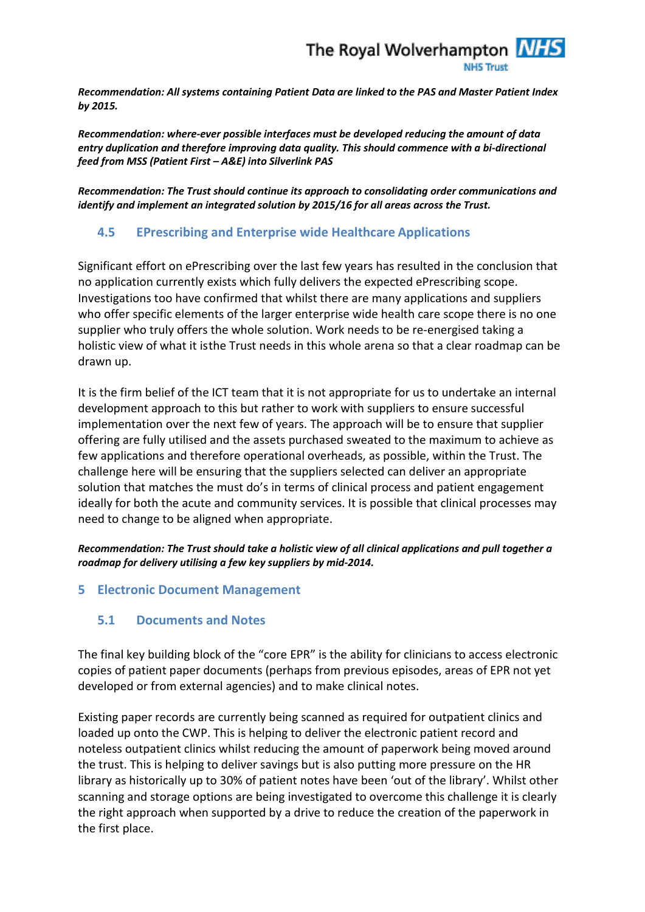***Recommendation: All systems containing Patient Data are linked to the PAS and Master Patient Index by 2015.***

***Recommendation: where-ever possible interfaces must be developed reducing the amount of data entry duplication and therefore improving data quality. This should commence with a bi-directional feed from MSS (Patient First – A&E) into Silverlink PAS***

***Recommendation: The Trust should continue its approach to consolidating order communications and identify and implement an integrated solution by 2015/16 for all areas across the Trust.***

### 4.5 EPrescribing and Enterprise wide Healthcare Applications

Significant effort on ePrescribing over the last few years has resulted in the conclusion that no application currently exists which fully delivers the expected ePrescribing scope. Investigations too have confirmed that whilst there are many applications and suppliers who offer specific elements of the larger enterprise wide health care scope there is no one supplier who truly offers the whole solution. Work needs to be re-energised taking a holistic view of what it isthe Trust needs in this whole arena so that a clear roadmap can be drawn up.

It is the firm belief of the ICT team that it is not appropriate for us to undertake an internal development approach to this but rather to work with suppliers to ensure successful implementation over the next few of years. The approach will be to ensure that supplier offering are fully utilised and the assets purchased sweated to the maximum to achieve as few applications and therefore operational overheads, as possible, within the Trust. The challenge here will be ensuring that the suppliers selected can deliver an appropriate solution that matches the must do's in terms of clinical process and patient engagement ideally for both the acute and community services. It is possible that clinical processes may need to change to be aligned when appropriate.

***Recommendation: The Trust should take a holistic view of all clinical applications and pull together a roadmap for delivery utilising a few key suppliers by mid-2014.***

## 5 Electronic Document Management

### 5.1 Documents and Notes

The final key building block of the "core EPR" is the ability for clinicians to access electronic copies of patient paper documents (perhaps from previous episodes, areas of EPR not yet developed or from external agencies) and to make clinical notes.

Existing paper records are currently being scanned as required for outpatient clinics and loaded up onto the CWP. This is helping to deliver the electronic patient record and noteless outpatient clinics whilst reducing the amount of paperwork being moved around the trust. This is helping to deliver savings but is also putting more pressure on the HR library as historically up to 30% of patient notes have been 'out of the library'. Whilst other scanning and storage options are being investigated to overcome this challenge it is clearly the right approach when supported by a drive to reduce the creation of the paperwork in the first place.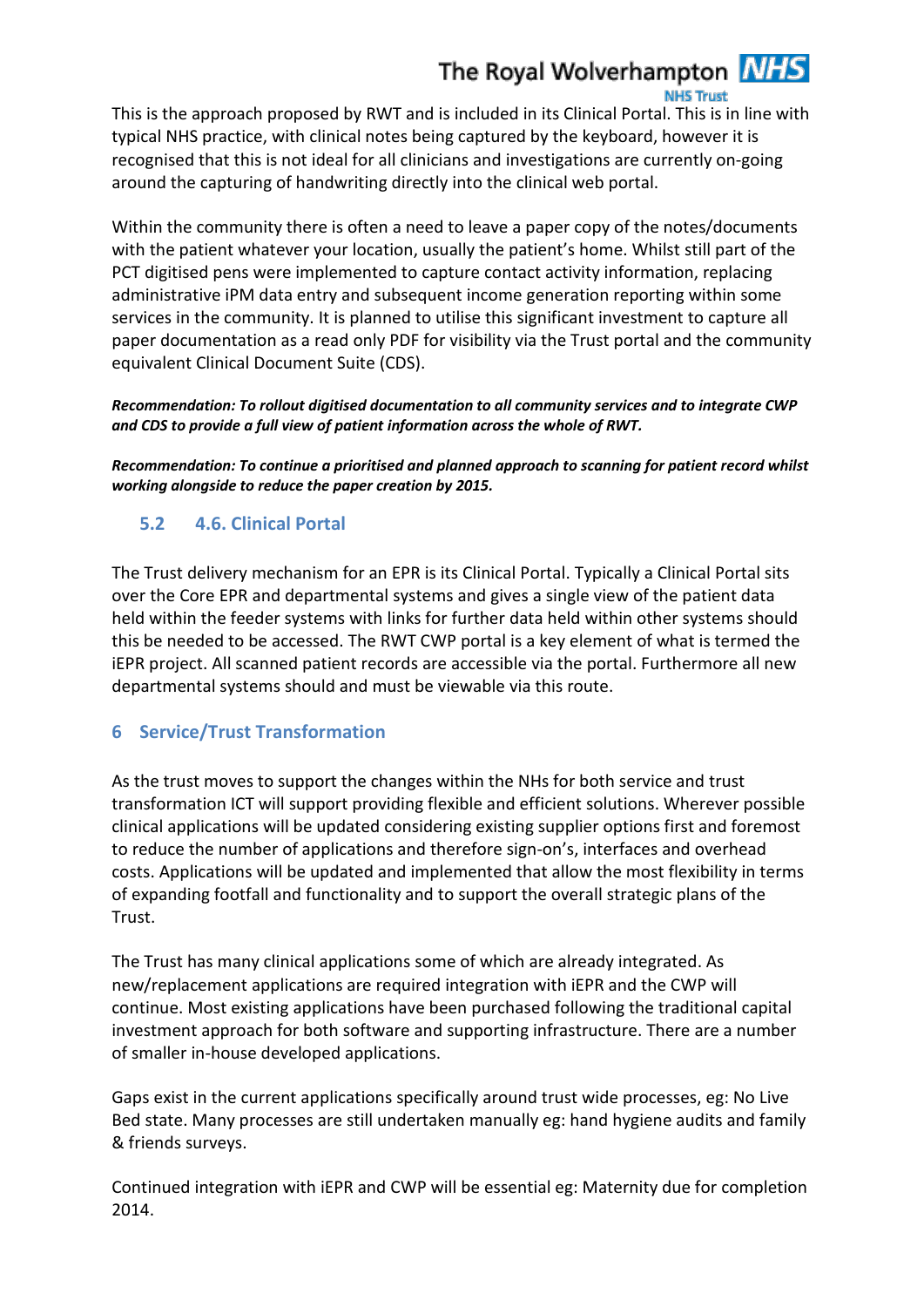This is the approach proposed by RWT and is included in its Clinical Portal. This is in line with typical NHS practice, with clinical notes being captured by the keyboard, however it is recognised that this is not ideal for all clinicians and investigations are currently on-going around the capturing of handwriting directly into the clinical web portal.

Within the community there is often a need to leave a paper copy of the notes/documents with the patient whatever your location, usually the patient's home. Whilst still part of the PCT digitised pens were implemented to capture contact activity information, replacing administrative iPM data entry and subsequent income generation reporting within some services in the community. It is planned to utilise this significant investment to capture all paper documentation as a read only PDF for visibility via the Trust portal and the community equivalent Clinical Document Suite (CDS).

***Recommendation: To rollout digitised documentation to all community services and to integrate CWP and CDS to provide a full view of patient information across the whole of RWT.***

***Recommendation: To continue a prioritised and planned approach to scanning for patient record whilst working alongside to reduce the paper creation by 2015.***

### 5.2 4.6. Clinical Portal

The Trust delivery mechanism for an EPR is its Clinical Portal. Typically a Clinical Portal sits over the Core EPR and departmental systems and gives a single view of the patient data held within the feeder systems with links for further data held within other systems should this be needed to be accessed. The RWT CWP portal is a key element of what is termed the iEPR project. All scanned patient records are accessible via the portal. Furthermore all new departmental systems should and must be viewable via this route.

## 6 Service/Trust Transformation

As the trust moves to support the changes within the NHs for both service and trust transformation ICT will support providing flexible and efficient solutions. Wherever possible clinical applications will be updated considering existing supplier options first and foremost to reduce the number of applications and therefore sign-on's, interfaces and overhead costs. Applications will be updated and implemented that allow the most flexibility in terms of expanding footfall and functionality and to support the overall strategic plans of the Trust.

The Trust has many clinical applications some of which are already integrated. As new/replacement applications are required integration with iEPR and the CWP will continue. Most existing applications have been purchased following the traditional capital investment approach for both software and supporting infrastructure. There are a number of smaller in-house developed applications.

Gaps exist in the current applications specifically around trust wide processes, eg: No Live Bed state. Many processes are still undertaken manually eg: hand hygiene audits and family & friends surveys.

Continued integration with iEPR and CWP will be essential eg: Maternity due for completion 2014.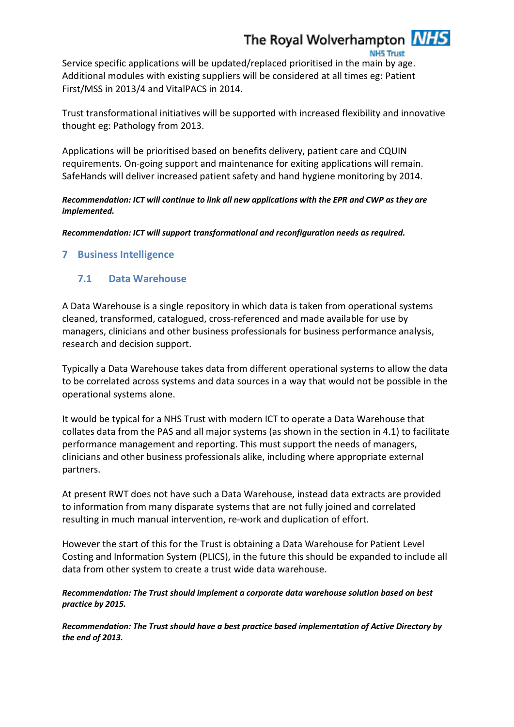Service specific applications will be updated/replaced prioritised in the main by age. Additional modules with existing suppliers will be considered at all times eg: Patient First/MSS in 2013/4 and VitalPACS in 2014.

Trust transformational initiatives will be supported with increased flexibility and innovative thought eg: Pathology from 2013.

Applications will be prioritised based on benefits delivery, patient care and CQUIN requirements. On-going support and maintenance for exiting applications will remain. SafeHands will deliver increased patient safety and hand hygiene monitoring by 2014.

***Recommendation: ICT will continue to link all new applications with the EPR and CWP as they are implemented.***

***Recommendation: ICT will support transformational and reconfiguration needs as required.***

## 7 Business Intelligence

### 7.1 Data Warehouse

A Data Warehouse is a single repository in which data is taken from operational systems cleaned, transformed, catalogued, cross-referenced and made available for use by managers, clinicians and other business professionals for business performance analysis, research and decision support.

Typically a Data Warehouse takes data from different operational systems to allow the data to be correlated across systems and data sources in a way that would not be possible in the operational systems alone.

It would be typical for a NHS Trust with modern ICT to operate a Data Warehouse that collates data from the PAS and all major systems (as shown in the section in 4.1) to facilitate performance management and reporting. This must support the needs of managers, clinicians and other business professionals alike, including where appropriate external partners.

At present RWT does not have such a Data Warehouse, instead data extracts are provided to information from many disparate systems that are not fully joined and correlated resulting in much manual intervention, re-work and duplication of effort.

However the start of this for the Trust is obtaining a Data Warehouse for Patient Level Costing and Information System (PLICS), in the future this should be expanded to include all data from other system to create a trust wide data warehouse.

***Recommendation: The Trust should implement a corporate data warehouse solution based on best practice by 2015.***

***Recommendation: The Trust should have a best practice based implementation of Active Directory by the end of 2013.***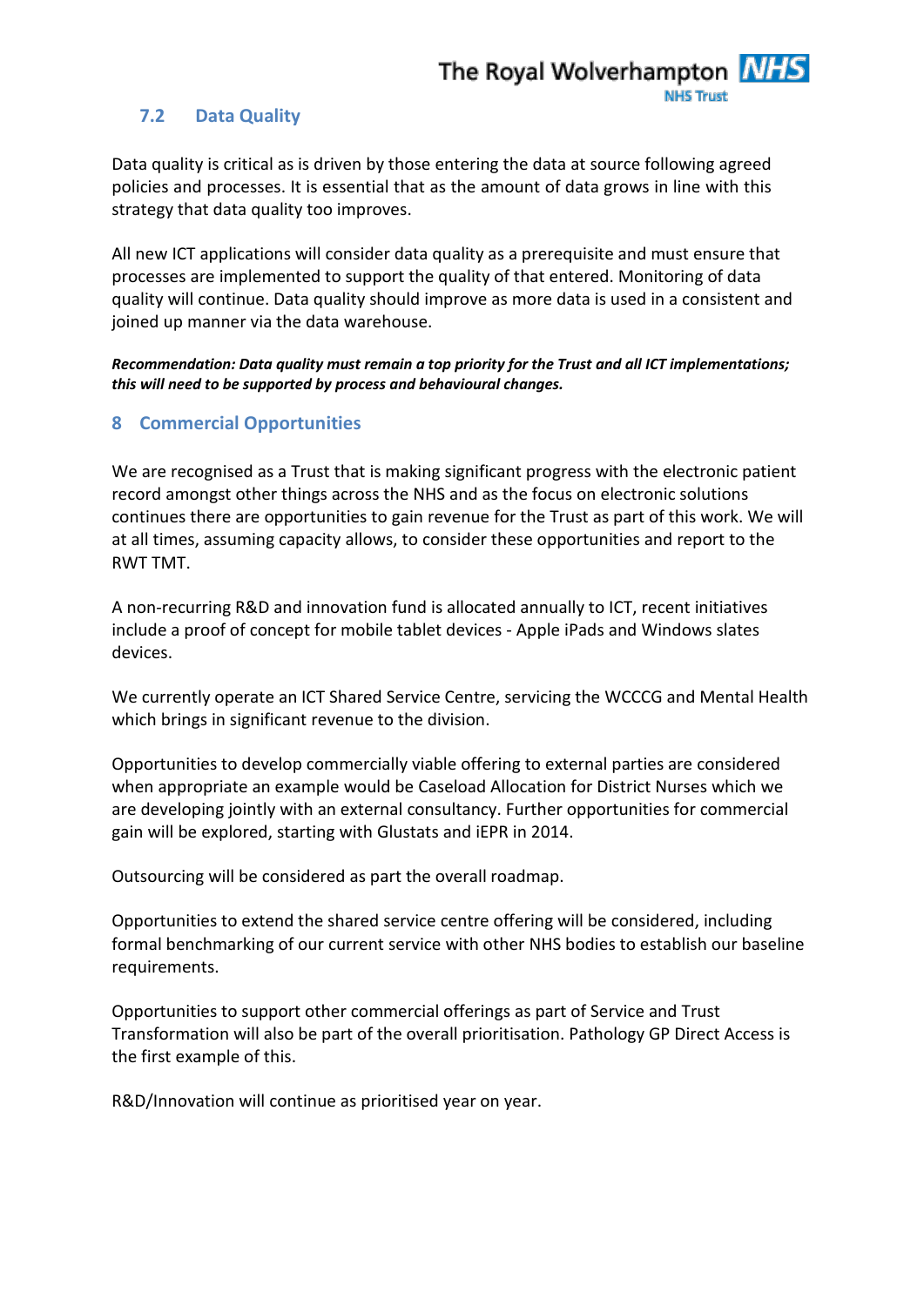### 7.2 Data Quality

Data quality is critical as is driven by those entering the data at source following agreed policies and processes. It is essential that as the amount of data grows in line with this strategy that data quality too improves.

All new ICT applications will consider data quality as a prerequisite and must ensure that processes are implemented to support the quality of that entered. Monitoring of data quality will continue. Data quality should improve as more data is used in a consistent and joined up manner via the data warehouse.

***Recommendation: Data quality must remain a top priority for the Trust and all ICT implementations; this will need to be supported by process and behavioural changes.***

## 8 Commercial Opportunities

We are recognised as a Trust that is making significant progress with the electronic patient record amongst other things across the NHS and as the focus on electronic solutions continues there are opportunities to gain revenue for the Trust as part of this work. We will at all times, assuming capacity allows, to consider these opportunities and report to the RWT TMT.

A non-recurring R&D and innovation fund is allocated annually to ICT, recent initiatives include a proof of concept for mobile tablet devices - Apple iPads and Windows slates devices.

We currently operate an ICT Shared Service Centre, servicing the WCCCG and Mental Health which brings in significant revenue to the division.

Opportunities to develop commercially viable offering to external parties are considered when appropriate an example would be Caseload Allocation for District Nurses which we are developing jointly with an external consultancy. Further opportunities for commercial gain will be explored, starting with Glustats and iEPR in 2014.

Outsourcing will be considered as part the overall roadmap.

Opportunities to extend the shared service centre offering will be considered, including formal benchmarking of our current service with other NHS bodies to establish our baseline requirements.

Opportunities to support other commercial offerings as part of Service and Trust Transformation will also be part of the overall prioritisation. Pathology GP Direct Access is the first example of this.

R&D/Innovation will continue as prioritised year on year.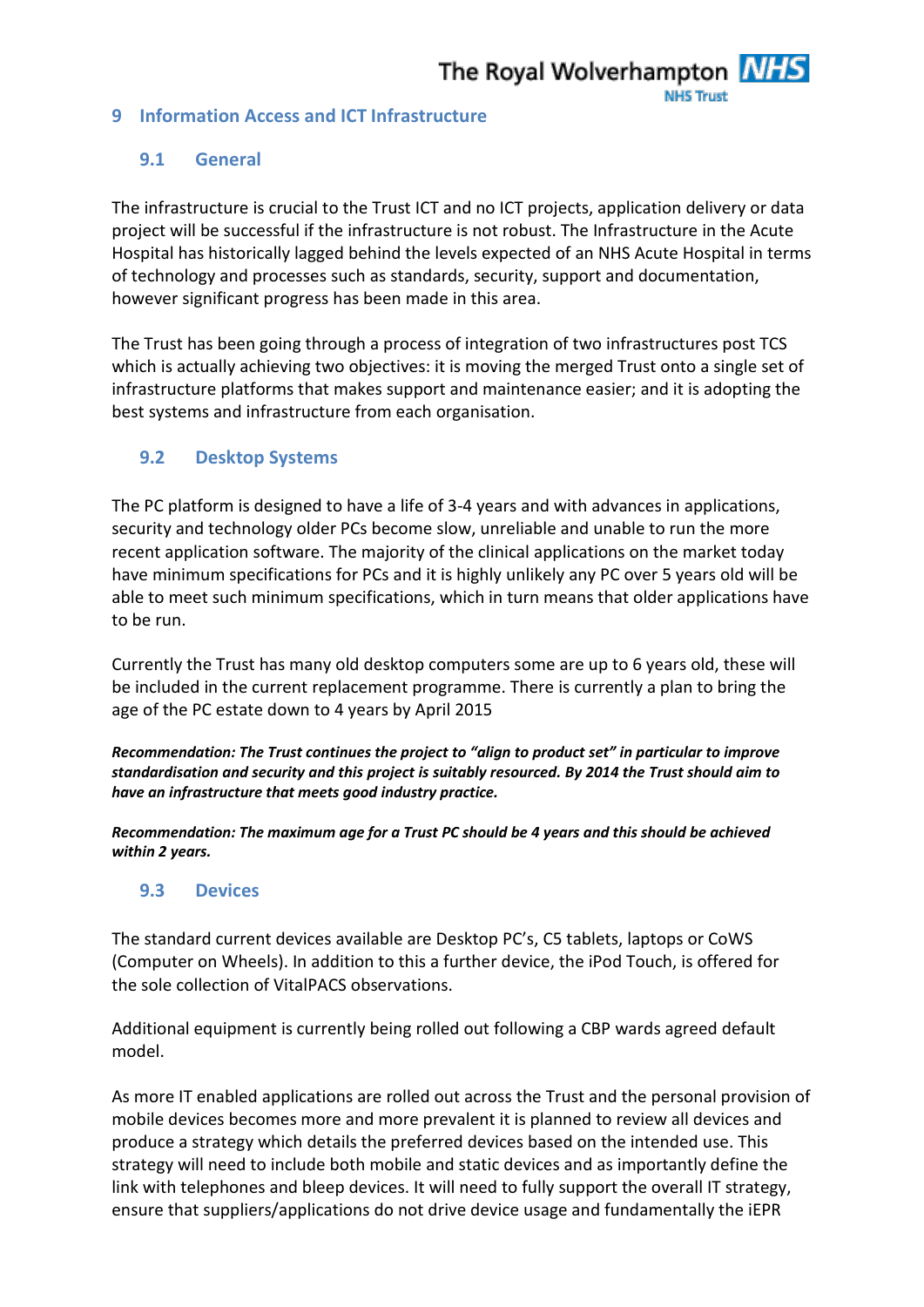## 9 Information Access and ICT Infrastructure

### 9.1 General

The infrastructure is crucial to the Trust ICT and no ICT projects, application delivery or data project will be successful if the infrastructure is not robust. The Infrastructure in the Acute Hospital has historically lagged behind the levels expected of an NHS Acute Hospital in terms of technology and processes such as standards, security, support and documentation, however significant progress has been made in this area.

The Trust has been going through a process of integration of two infrastructures post TCS which is actually achieving two objectives: it is moving the merged Trust onto a single set of infrastructure platforms that makes support and maintenance easier; and it is adopting the best systems and infrastructure from each organisation.

### 9.2 Desktop Systems

The PC platform is designed to have a life of 3-4 years and with advances in applications, security and technology older PCs become slow, unreliable and unable to run the more recent application software. The majority of the clinical applications on the market today have minimum specifications for PCs and it is highly unlikely any PC over 5 years old will be able to meet such minimum specifications, which in turn means that older applications have to be run.

Currently the Trust has many old desktop computers some are up to 6 years old, these will be included in the current replacement programme. There is currently a plan to bring the age of the PC estate down to 4 years by April 2015

***Recommendation: The Trust continues the project to "align to product set" in particular to improve standardisation and security and this project is suitably resourced. By 2014 the Trust should aim to have an infrastructure that meets good industry practice.***

***Recommendation: The maximum age for a Trust PC should be 4 years and this should be achieved within 2 years.***

### 9.3 Devices

The standard current devices available are Desktop PC's, C5 tablets, laptops or CoWS (Computer on Wheels). In addition to this a further device, the iPod Touch, is offered for the sole collection of VitalPACS observations.

Additional equipment is currently being rolled out following a CBP wards agreed default model.

As more IT enabled applications are rolled out across the Trust and the personal provision of mobile devices becomes more and more prevalent it is planned to review all devices and produce a strategy which details the preferred devices based on the intended use. This strategy will need to include both mobile and static devices and as importantly define the link with telephones and bleep devices. It will need to fully support the overall IT strategy, ensure that suppliers/applications do not drive device usage and fundamentally the iEPR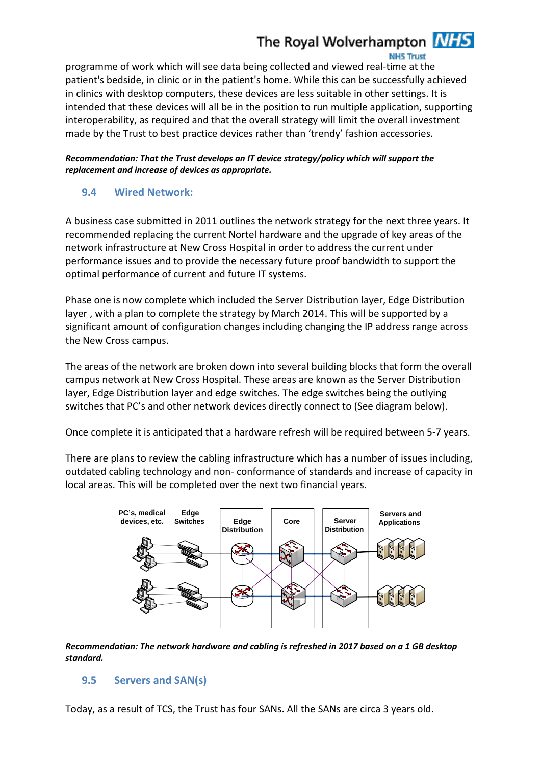programme of work which will see data being collected and viewed real-time at the patient's bedside, in clinic or in the patient's home. While this can be successfully achieved in clinics with desktop computers, these devices are less suitable in other settings. It is intended that these devices will all be in the position to run multiple application, supporting interoperability, as required and that the overall strategy will limit the overall investment made by the Trust to best practice devices rather than 'trendy' fashion accessories.

***Recommendation: That the Trust develops an IT device strategy/policy which will support the replacement and increase of devices as appropriate.***

### 9.4 Wired Network:

A business case submitted in 2011 outlines the network strategy for the next three years. It recommended replacing the current Nortel hardware and the upgrade of key areas of the network infrastructure at New Cross Hospital in order to address the current under performance issues and to provide the necessary future proof bandwidth to support the optimal performance of current and future IT systems.

Phase one is now complete which included the Server Distribution layer, Edge Distribution layer , with a plan to complete the strategy by March 2014. This will be supported by a significant amount of configuration changes including changing the IP address range across the New Cross campus.

The areas of the network are broken down into several building blocks that form the overall campus network at New Cross Hospital. These areas are known as the Server Distribution layer, Edge Distribution layer and edge switches. The edge switches being the outlying switches that PC's and other network devices directly connect to (See diagram below).

Once complete it is anticipated that a hardware refresh will be required between 5-7 years.

There are plans to review the cabling infrastructure which has a number of issues including, outdated cabling technology and non- conformance of standards and increase of capacity in local areas. This will be completed over the next two financial years.

PC's, medical devices, etc.
Edge Switches
Edge Distribution
Core
Server Distribution
Servers and Applications

***Recommendation: The network hardware and cabling is refreshed in 2017 based on a 1 GB desktop standard.***

### 9.5 Servers and SAN(s)

Today, as a result of TCS, the Trust has four SANs. All the SANs are circa 3 years old.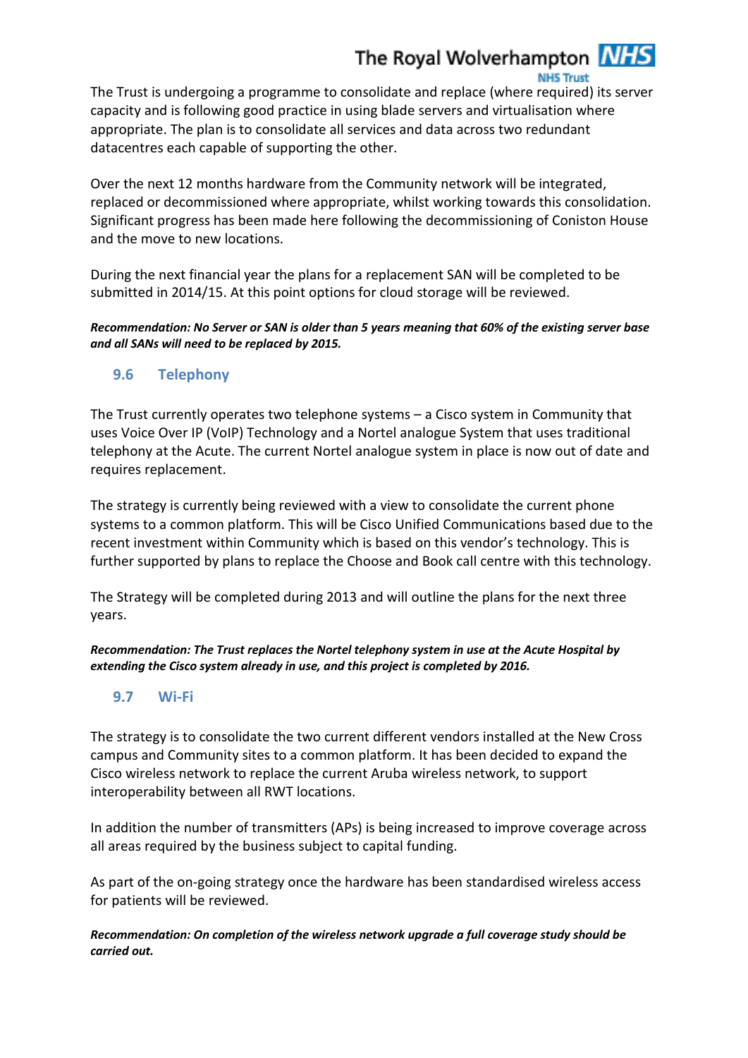The Trust is undergoing a programme to consolidate and replace (where required) its server capacity and is following good practice in using blade servers and virtualisation where appropriate. The plan is to consolidate all services and data across two redundant datacentres each capable of supporting the other.

Over the next 12 months hardware from the Community network will be integrated, replaced or decommissioned where appropriate, whilst working towards this consolidation. Significant progress has been made here following the decommissioning of Coniston House and the move to new locations.

During the next financial year the plans for a replacement SAN will be completed to be submitted in 2014/15. At this point options for cloud storage will be reviewed.

***Recommendation: No Server or SAN is older than 5 years meaning that 60% of the existing server base and all SANs will need to be replaced by 2015.***

### 9.6 Telephony

The Trust currently operates two telephone systems – a Cisco system in Community that uses Voice Over IP (VoIP) Technology and a Nortel analogue System that uses traditional telephony at the Acute. The current Nortel analogue system in place is now out of date and requires replacement.

The strategy is currently being reviewed with a view to consolidate the current phone systems to a common platform. This will be Cisco Unified Communications based due to the recent investment within Community which is based on this vendor's technology. This is further supported by plans to replace the Choose and Book call centre with this technology.

The Strategy will be completed during 2013 and will outline the plans for the next three years.

***Recommendation: The Trust replaces the Nortel telephony system in use at the Acute Hospital by extending the Cisco system already in use, and this project is completed by 2016.***

### 9.7 Wi-Fi

The strategy is to consolidate the two current different vendors installed at the New Cross campus and Community sites to a common platform. It has been decided to expand the Cisco wireless network to replace the current Aruba wireless network, to support interoperability between all RWT locations.

In addition the number of transmitters (APs) is being increased to improve coverage across all areas required by the business subject to capital funding.

As part of the on-going strategy once the hardware has been standardised wireless access for patients will be reviewed.

***Recommendation: On completion of the wireless network upgrade a full coverage study should be carried out.***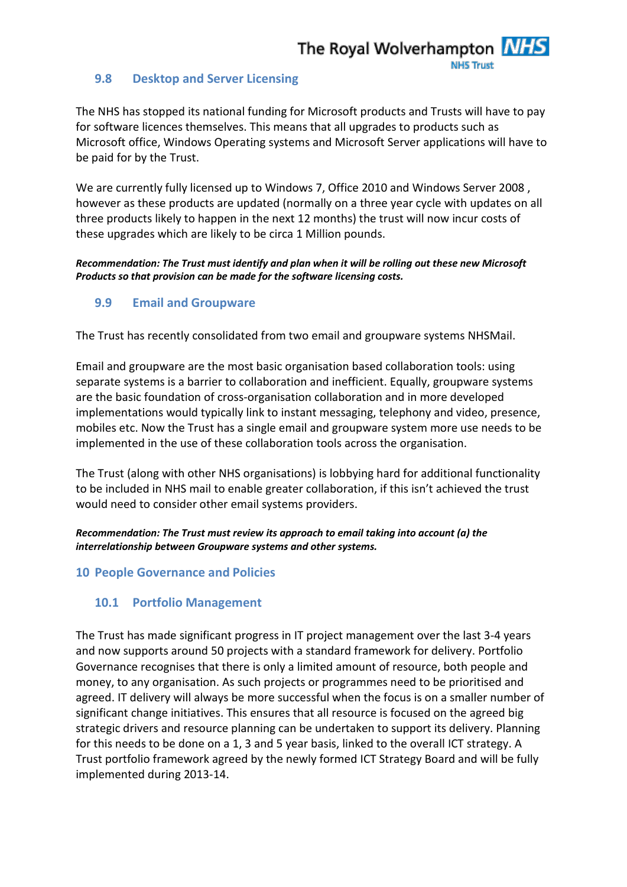### 9.8 Desktop and Server Licensing

The NHS has stopped its national funding for Microsoft products and Trusts will have to pay for software licences themselves. This means that all upgrades to products such as Microsoft office, Windows Operating systems and Microsoft Server applications will have to be paid for by the Trust.

We are currently fully licensed up to Windows 7, Office 2010 and Windows Server 2008 , however as these products are updated (normally on a three year cycle with updates on all three products likely to happen in the next 12 months) the trust will now incur costs of these upgrades which are likely to be circa 1 Million pounds.

***Recommendation: The Trust must identify and plan when it will be rolling out these new Microsoft Products so that provision can be made for the software licensing costs.***

### 9.9 Email and Groupware

The Trust has recently consolidated from two email and groupware systems NHSMail.

Email and groupware are the most basic organisation based collaboration tools: using separate systems is a barrier to collaboration and inefficient. Equally, groupware systems are the basic foundation of cross-organisation collaboration and in more developed implementations would typically link to instant messaging, telephony and video, presence, mobiles etc. Now the Trust has a single email and groupware system more use needs to be implemented in the use of these collaboration tools across the organisation.

The Trust (along with other NHS organisations) is lobbying hard for additional functionality to be included in NHS mail to enable greater collaboration, if this isn't achieved the trust would need to consider other email systems providers.

***Recommendation: The Trust must review its approach to email taking into account (a) the interrelationship between Groupware systems and other systems.***

## 10 People Governance and Policies

### 10.1 Portfolio Management

The Trust has made significant progress in IT project management over the last 3-4 years and now supports around 50 projects with a standard framework for delivery. Portfolio Governance recognises that there is only a limited amount of resource, both people and money, to any organisation. As such projects or programmes need to be prioritised and agreed. IT delivery will always be more successful when the focus is on a smaller number of significant change initiatives. This ensures that all resource is focused on the agreed big strategic drivers and resource planning can be undertaken to support its delivery. Planning for this needs to be done on a 1, 3 and 5 year basis, linked to the overall ICT strategy. A Trust portfolio framework agreed by the newly formed ICT Strategy Board and will be fully implemented during 2013-14.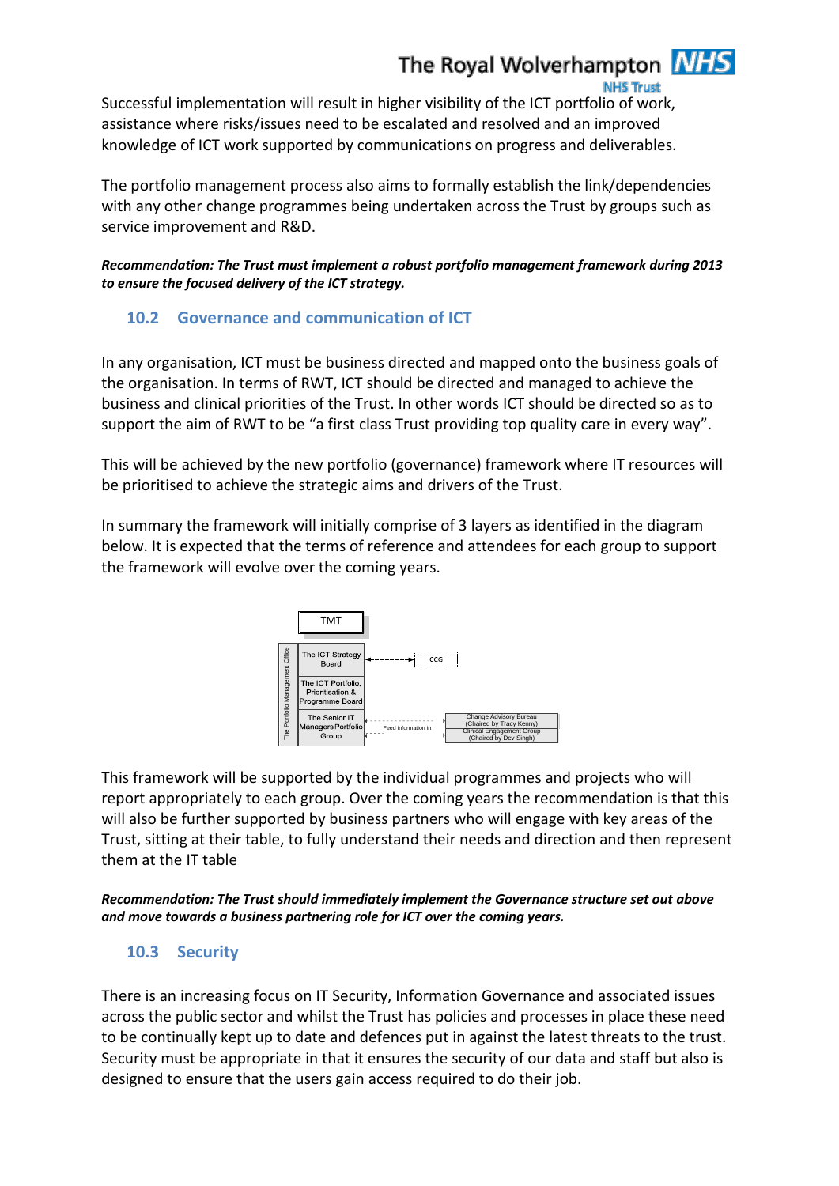Successful implementation will result in higher visibility of the ICT portfolio of work, assistance where risks/issues need to be escalated and resolved and an improved knowledge of ICT work supported by communications on progress and deliverables.

The portfolio management process also aims to formally establish the link/dependencies with any other change programmes being undertaken across the Trust by groups such as service improvement and R&D.

***Recommendation: The Trust must implement a robust portfolio management framework during 2013 to ensure the focused delivery of the ICT strategy.***

## 10.2 Governance and communication of ICT

In any organisation, ICT must be business directed and mapped onto the business goals of the organisation. In terms of RWT, ICT should be directed and managed to achieve the business and clinical priorities of the Trust. In other words ICT should be directed so as to support the aim of RWT to be "a first class Trust providing top quality care in every way".

This will be achieved by the new portfolio (governance) framework where IT resources will be prioritised to achieve the strategic aims and drivers of the Trust.

In summary the framework will initially comprise of 3 layers as identified in the diagram below. It is expected that the terms of reference and attendees for each group to support the framework will evolve over the coming years.

TMT

The Portfolio Management Office

The ICT Strategy Board

CCG

The ICT Portfolio, Prioritisation & Programme Board

The Senior IT Managers Portfolio Group

Feed information in

Change Advisory Bureau (Chaired by Tracy Kenny)

Clinical Engagement Group (Chaired by Dev Singh)

This framework will be supported by the individual programmes and projects who will report appropriately to each group. Over the coming years the recommendation is that this will also be further supported by business partners who will engage with key areas of the Trust, sitting at their table, to fully understand their needs and direction and then represent them at the IT table

***Recommendation: The Trust should immediately implement the Governance structure set out above and move towards a business partnering role for ICT over the coming years.***

## 10.3 Security

There is an increasing focus on IT Security, Information Governance and associated issues across the public sector and whilst the Trust has policies and processes in place these need to be continually kept up to date and defences put in against the latest threats to the trust. Security must be appropriate in that it ensures the security of our data and staff but also is designed to ensure that the users gain access required to do their job.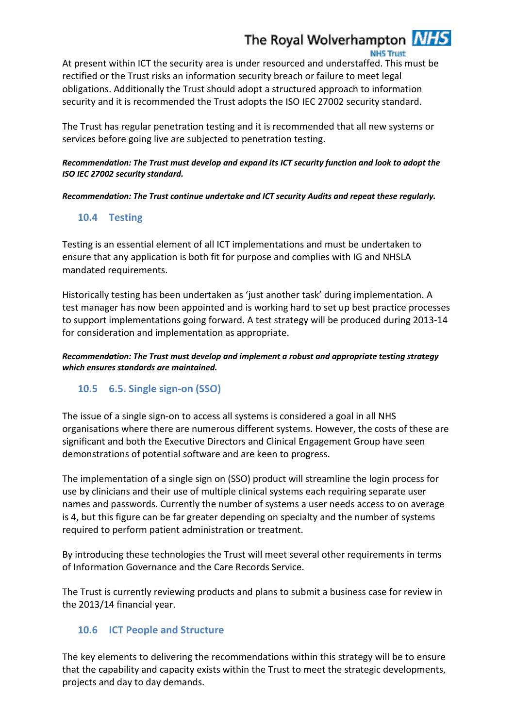At present within ICT the security area is under resourced and understaffed. This must be rectified or the Trust risks an information security breach or failure to meet legal obligations. Additionally the Trust should adopt a structured approach to information security and it is recommended the Trust adopts the ISO IEC 27002 security standard.

The Trust has regular penetration testing and it is recommended that all new systems or services before going live are subjected to penetration testing.

***Recommendation: The Trust must develop and expand its ICT security function and look to adopt the ISO IEC 27002 security standard.***

***Recommendation: The Trust continue undertake and ICT security Audits and repeat these regularly.***

### 10.4 Testing

Testing is an essential element of all ICT implementations and must be undertaken to ensure that any application is both fit for purpose and complies with IG and NHSLA mandated requirements.

Historically testing has been undertaken as 'just another task' during implementation. A test manager has now been appointed and is working hard to set up best practice processes to support implementations going forward. A test strategy will be produced during 2013-14 for consideration and implementation as appropriate.

***Recommendation: The Trust must develop and implement a robust and appropriate testing strategy which ensures standards are maintained.***

### 10.5 6.5. Single sign-on (SSO)

The issue of a single sign-on to access all systems is considered a goal in all NHS organisations where there are numerous different systems. However, the costs of these are significant and both the Executive Directors and Clinical Engagement Group have seen demonstrations of potential software and are keen to progress.

The implementation of a single sign on (SSO) product will streamline the login process for use by clinicians and their use of multiple clinical systems each requiring separate user names and passwords. Currently the number of systems a user needs access to on average is 4, but this figure can be far greater depending on specialty and the number of systems required to perform patient administration or treatment.

By introducing these technologies the Trust will meet several other requirements in terms of Information Governance and the Care Records Service.

The Trust is currently reviewing products and plans to submit a business case for review in the 2013/14 financial year.

### 10.6 ICT People and Structure

The key elements to delivering the recommendations within this strategy will be to ensure that the capability and capacity exists within the Trust to meet the strategic developments, projects and day to day demands.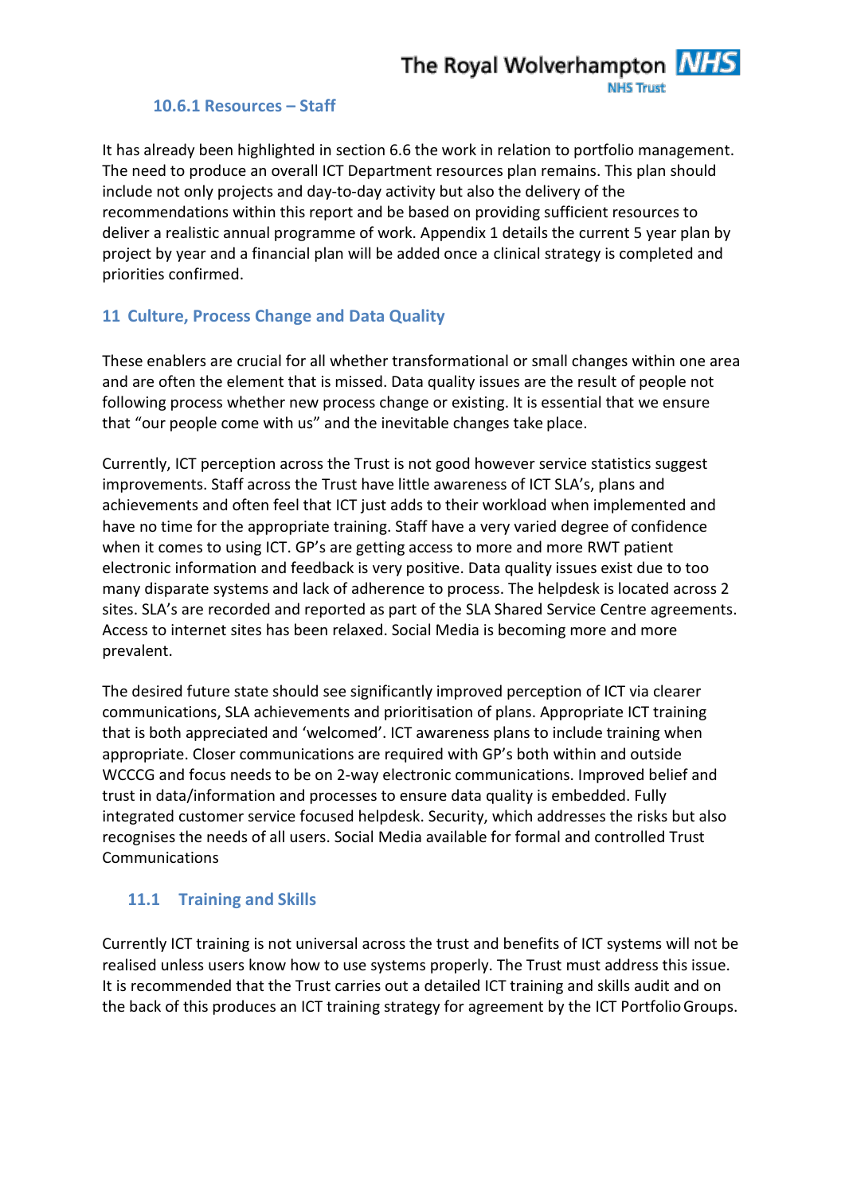#### 10.6.1 Resources – Staff

It has already been highlighted in section 6.6 the work in relation to portfolio management. The need to produce an overall ICT Department resources plan remains. This plan should include not only projects and day-to-day activity but also the delivery of the recommendations within this report and be based on providing sufficient resources to deliver a realistic annual programme of work. Appendix 1 details the current 5 year plan by project by year and a financial plan will be added once a clinical strategy is completed and priorities confirmed.

## 11 Culture, Process Change and Data Quality

These enablers are crucial for all whether transformational or small changes within one area and are often the element that is missed. Data quality issues are the result of people not following process whether new process change or existing. It is essential that we ensure that "our people come with us" and the inevitable changes take place.

Currently, ICT perception across the Trust is not good however service statistics suggest improvements. Staff across the Trust have little awareness of ICT SLA's, plans and achievements and often feel that ICT just adds to their workload when implemented and have no time for the appropriate training. Staff have a very varied degree of confidence when it comes to using ICT. GP's are getting access to more and more RWT patient electronic information and feedback is very positive. Data quality issues exist due to too many disparate systems and lack of adherence to process. The helpdesk is located across 2 sites. SLA's are recorded and reported as part of the SLA Shared Service Centre agreements. Access to internet sites has been relaxed. Social Media is becoming more and more prevalent.

The desired future state should see significantly improved perception of ICT via clearer communications, SLA achievements and prioritisation of plans. Appropriate ICT training that is both appreciated and 'welcomed'. ICT awareness plans to include training when appropriate. Closer communications are required with GP's both within and outside WCCCG and focus needs to be on 2-way electronic communications. Improved belief and trust in data/information and processes to ensure data quality is embedded. Fully integrated customer service focused helpdesk. Security, which addresses the risks but also recognises the needs of all users. Social Media available for formal and controlled Trust Communications

### 11.1 Training and Skills

Currently ICT training is not universal across the trust and benefits of ICT systems will not be realised unless users know how to use systems properly. The Trust must address this issue. It is recommended that the Trust carries out a detailed ICT training and skills audit and on the back of this produces an ICT training strategy for agreement by the ICT Portfolio Groups.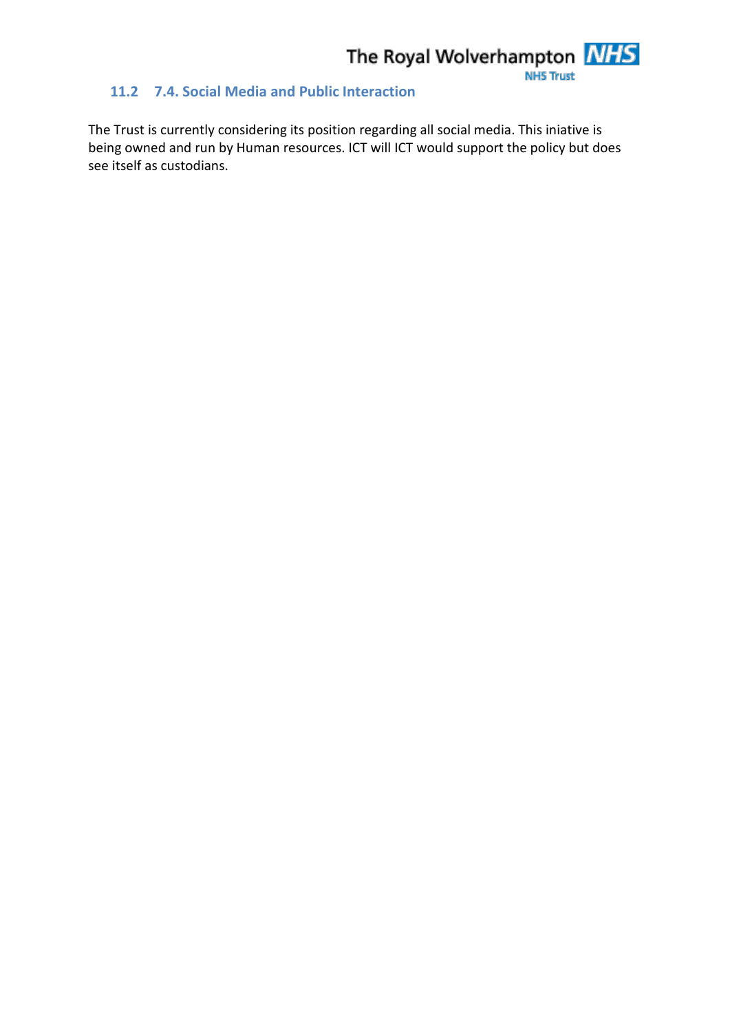## 11.2 7.4. Social Media and Public Interaction

The Trust is currently considering its position regarding all social media. This iniative is being owned and run by Human resources. ICT will ICT would support the policy but does see itself as custodians.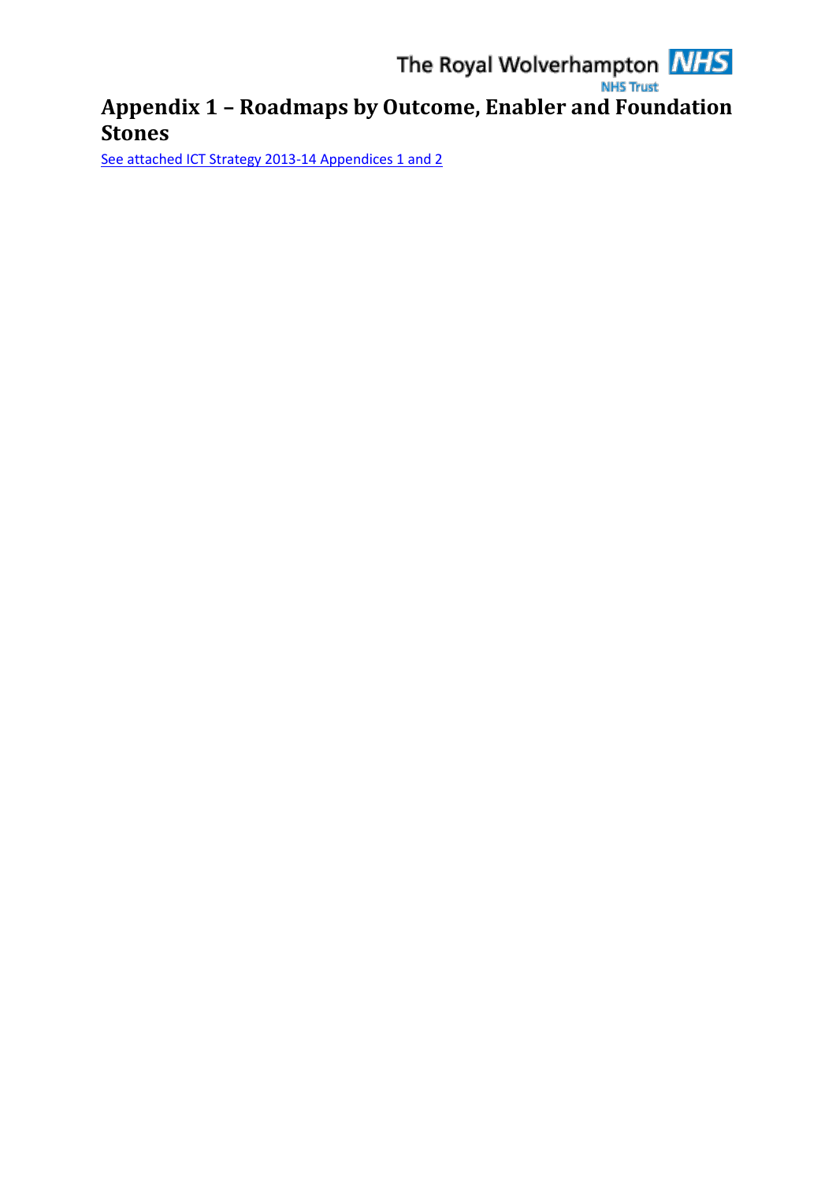# Appendix 1 – Roadmaps by Outcome, Enabler and Foundation Stones

See attached ICT Strategy 2013-14 Appendices 1 and 2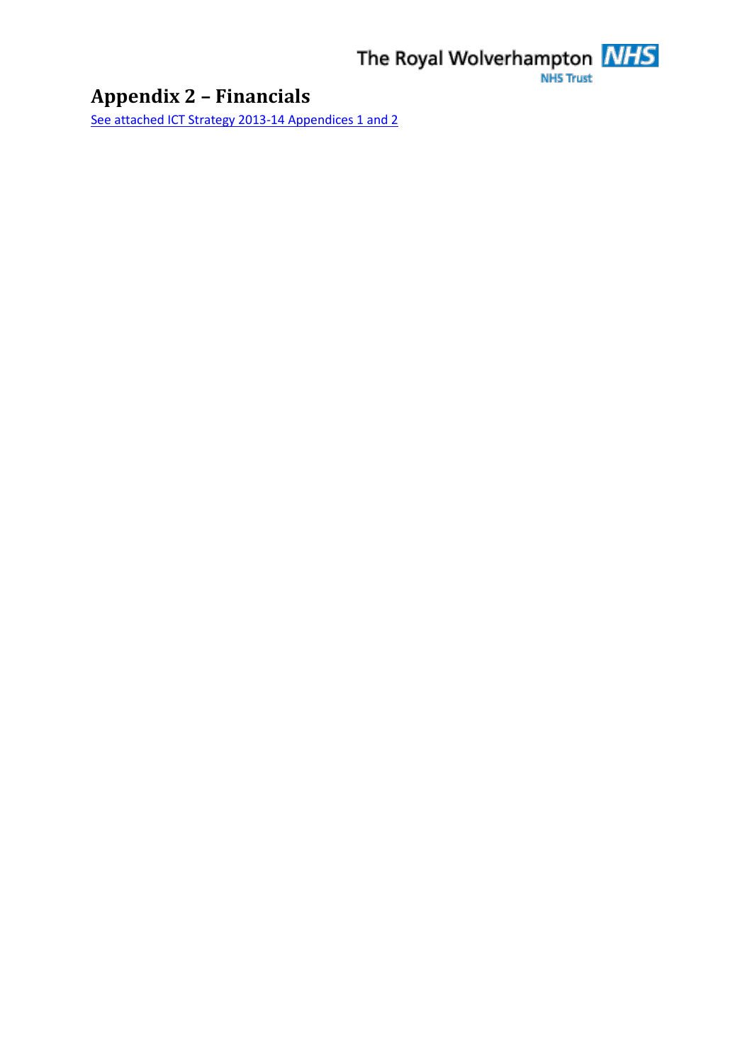# Appendix 2 – Financials

See attached ICT Strategy 2013-14 Appendices 1 and 2